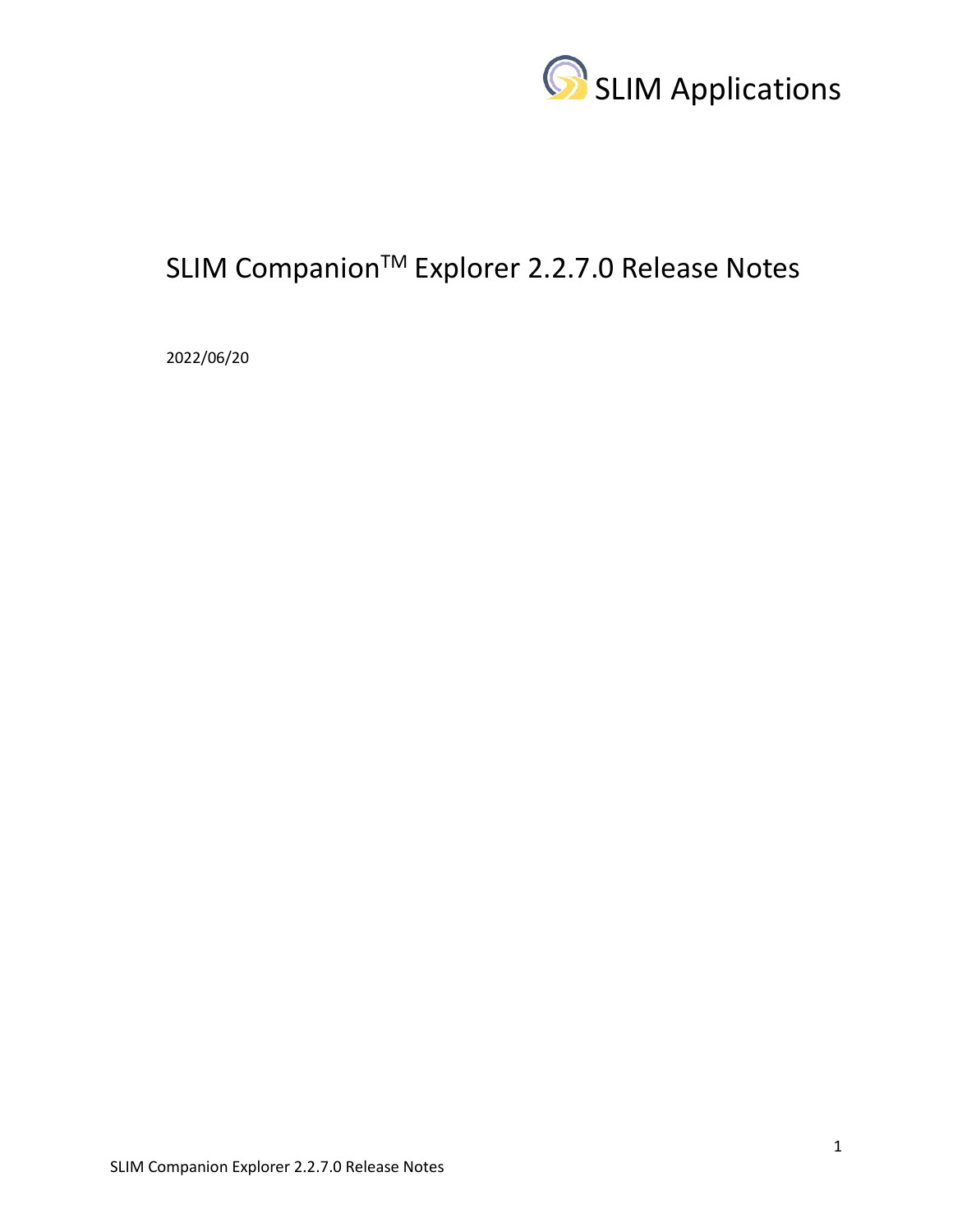SLIM Applications

# SLIM Companion$^{TM}$ Explorer 2.2.7.0 Release Notes

2022/06/20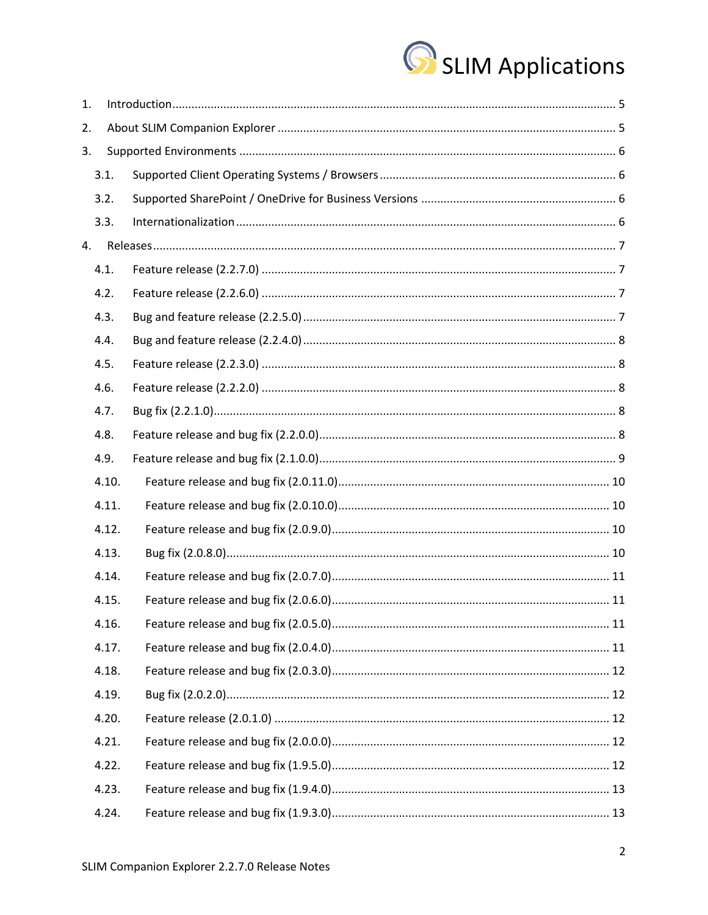1. Introduction ........................................................................ 5
2. About SLIM Companion Explorer ........................................................................ 5
3. Supported Environments ........................................................................ 6
   - 3.1. Supported Client Operating Systems / Browsers ........................................................................ 6
   - 3.2. Supported SharePoint / OneDrive for Business Versions ........................................................................ 6
   - 3.3. Internationalization ........................................................................ 6
4. Releases ........................................................................ 7
   - 4.1. Feature release (2.2.7.0) ........................................................................ 7
   - 4.2. Feature release (2.2.6.0) ........................................................................ 7
   - 4.3. Bug and feature release (2.2.5.0) ........................................................................ 7
   - 4.4. Bug and feature release (2.2.4.0) ........................................................................ 8
   - 4.5. Feature release (2.2.3.0) ........................................................................ 8
   - 4.6. Feature release (2.2.2.0) ........................................................................ 8
   - 4.7. Bug fix (2.2.1.0) ........................................................................ 8
   - 4.8. Feature release and bug fix (2.2.0.0) ........................................................................ 8
   - 4.9. Feature release and bug fix (2.1.0.0) ........................................................................ 9
   - 4.10. Feature release and bug fix (2.0.11.0) ........................................................................ 10
   - 4.11. Feature release and bug fix (2.0.10.0) ........................................................................ 10
   - 4.12. Feature release and bug fix (2.0.9.0) ........................................................................ 10
   - 4.13. Bug fix (2.0.8.0) ........................................................................ 10
   - 4.14. Feature release and bug fix (2.0.7.0) ........................................................................ 11
   - 4.15. Feature release and bug fix (2.0.6.0) ........................................................................ 11
   - 4.16. Feature release and bug fix (2.0.5.0) ........................................................................ 11
   - 4.17. Feature release and bug fix (2.0.4.0) ........................................................................ 11
   - 4.18. Feature release and bug fix (2.0.3.0) ........................................................................ 12
   - 4.19. Bug fix (2.0.2.0) ........................................................................ 12
   - 4.20. Feature release (2.0.1.0) ........................................................................ 12
   - 4.21. Feature release and bug fix (2.0.0.0) ........................................................................ 12
   - 4.22. Feature release and bug fix (1.9.5.0) ........................................................................ 12
   - 4.23. Feature release and bug fix (1.9.4.0) ........................................................................ 13
   - 4.24. Feature release and bug fix (1.9.3.0) ........................................................................ 13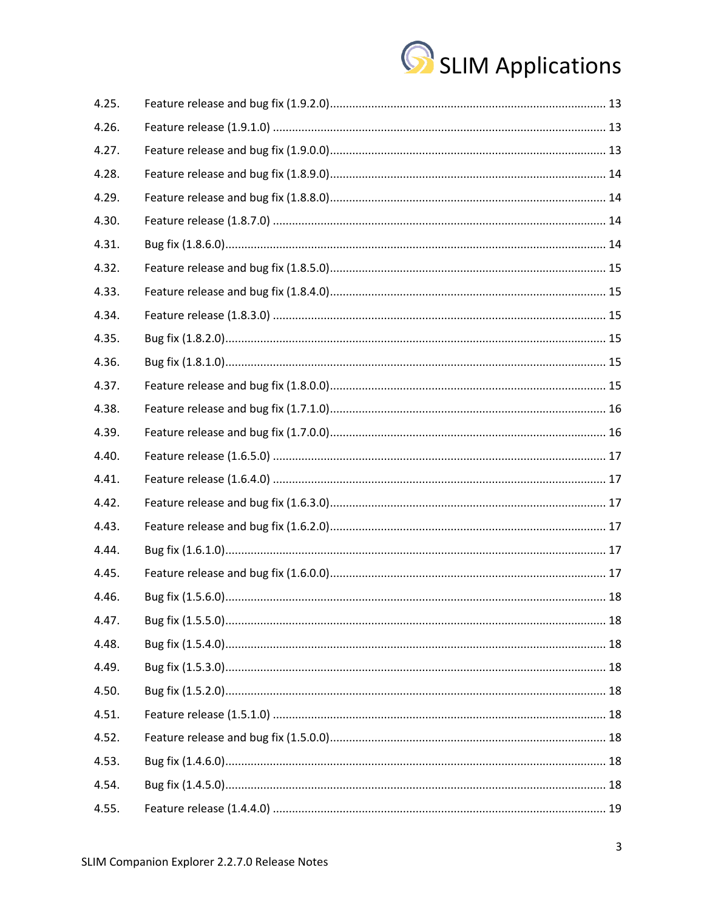4.25. Feature release and bug fix (1.9.2.0) ........ 13
4.26. Feature release (1.9.1.0) ........ 13
4.27. Feature release and bug fix (1.9.0.0) ........ 13
4.28. Feature release and bug fix (1.8.9.0) ........ 14
4.29. Feature release and bug fix (1.8.8.0) ........ 14
4.30. Feature release (1.8.7.0) ........ 14
4.31. Bug fix (1.8.6.0) ........ 14
4.32. Feature release and bug fix (1.8.5.0) ........ 15
4.33. Feature release and bug fix (1.8.4.0) ........ 15
4.34. Feature release (1.8.3.0) ........ 15
4.35. Bug fix (1.8.2.0) ........ 15
4.36. Bug fix (1.8.1.0) ........ 15
4.37. Feature release and bug fix (1.8.0.0) ........ 15
4.38. Feature release and bug fix (1.7.1.0) ........ 16
4.39. Feature release and bug fix (1.7.0.0) ........ 16
4.40. Feature release (1.6.5.0) ........ 17
4.41. Feature release (1.6.4.0) ........ 17
4.42. Feature release and bug fix (1.6.3.0) ........ 17
4.43. Feature release and bug fix (1.6.2.0) ........ 17
4.44. Bug fix (1.6.1.0) ........ 17
4.45. Feature release and bug fix (1.6.0.0) ........ 17
4.46. Bug fix (1.5.6.0) ........ 18
4.47. Bug fix (1.5.5.0) ........ 18
4.48. Bug fix (1.5.4.0) ........ 18
4.49. Bug fix (1.5.3.0) ........ 18
4.50. Bug fix (1.5.2.0) ........ 18
4.51. Feature release (1.5.1.0) ........ 18
4.52. Feature release and bug fix (1.5.0.0) ........ 18
4.53. Bug fix (1.4.6.0) ........ 18
4.54. Bug fix (1.4.5.0) ........ 18
4.55. Feature release (1.4.4.0) ........ 19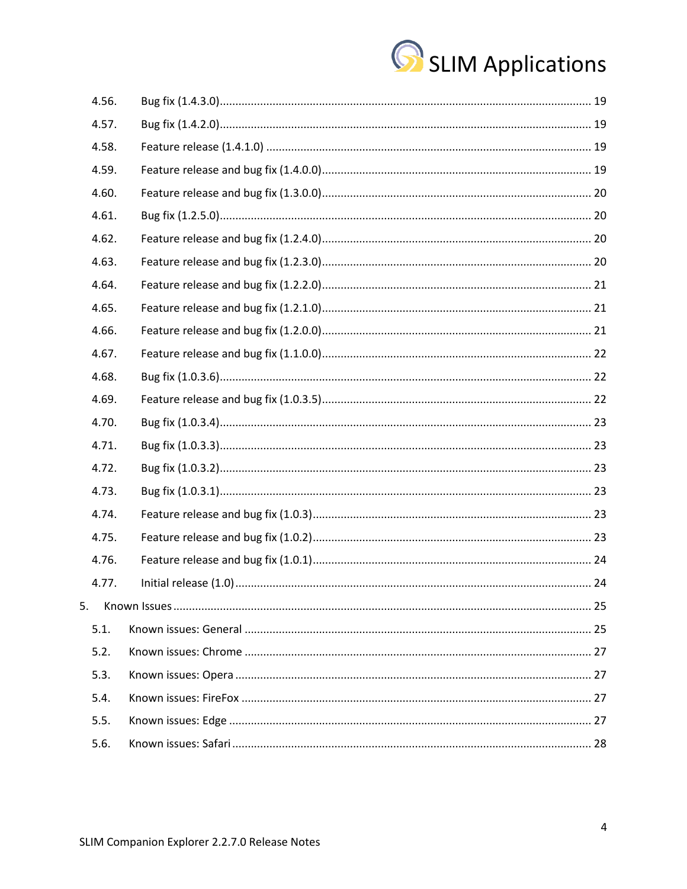4.56. Bug fix (1.4.3.0) ..... 19

4.57. Bug fix (1.4.2.0) ..... 19

4.58. Feature release (1.4.1.0) ..... 19

4.59. Feature release and bug fix (1.4.0.0) ..... 19

4.60. Feature release and bug fix (1.3.0.0) ..... 20

4.61. Bug fix (1.2.5.0) ..... 20

4.62. Feature release and bug fix (1.2.4.0) ..... 20

4.63. Feature release and bug fix (1.2.3.0) ..... 20

4.64. Feature release and bug fix (1.2.2.0) ..... 21

4.65. Feature release and bug fix (1.2.1.0) ..... 21

4.66. Feature release and bug fix (1.2.0.0) ..... 21

4.67. Feature release and bug fix (1.1.0.0) ..... 22

4.68. Bug fix (1.0.3.6) ..... 22

4.69. Feature release and bug fix (1.0.3.5) ..... 22

4.70. Bug fix (1.0.3.4) ..... 23

4.71. Bug fix (1.0.3.3) ..... 23

4.72. Bug fix (1.0.3.2) ..... 23

4.73. Bug fix (1.0.3.1) ..... 23

4.74. Feature release and bug fix (1.0.3) ..... 23

4.75. Feature release and bug fix (1.0.2) ..... 23

4.76. Feature release and bug fix (1.0.1) ..... 24

4.77. Initial release (1.0) ..... 24

5. Known Issues ..... 25

5.1. Known issues: General ..... 25

5.2. Known issues: Chrome ..... 27

5.3. Known issues: Opera ..... 27

5.4. Known issues: FireFox ..... 27

5.5. Known issues: Edge ..... 27

5.6. Known issues: Safari ..... 28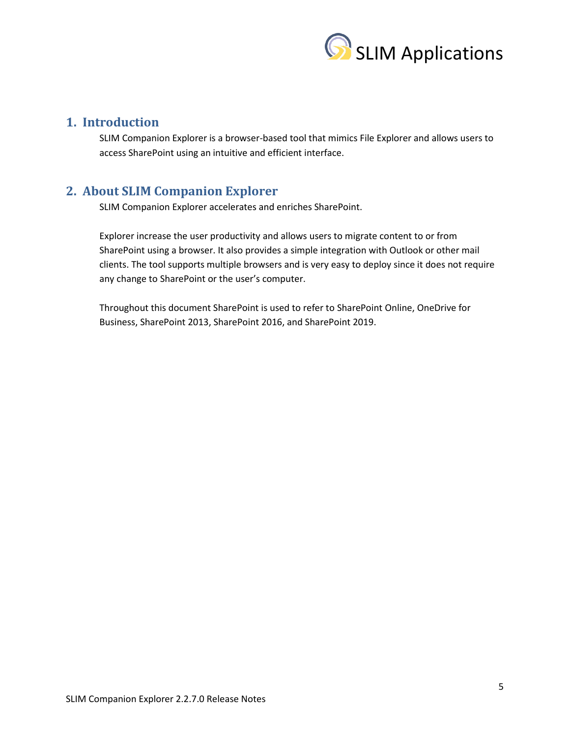## 1. Introduction

SLIM Companion Explorer is a browser-based tool that mimics File Explorer and allows users to access SharePoint using an intuitive and efficient interface.

## 2. About SLIM Companion Explorer

SLIM Companion Explorer accelerates and enriches SharePoint.

Explorer increase the user productivity and allows users to migrate content to or from SharePoint using a browser. It also provides a simple integration with Outlook or other mail clients. The tool supports multiple browsers and is very easy to deploy since it does not require any change to SharePoint or the user's computer.

Throughout this document SharePoint is used to refer to SharePoint Online, OneDrive for Business, SharePoint 2013, SharePoint 2016, and SharePoint 2019.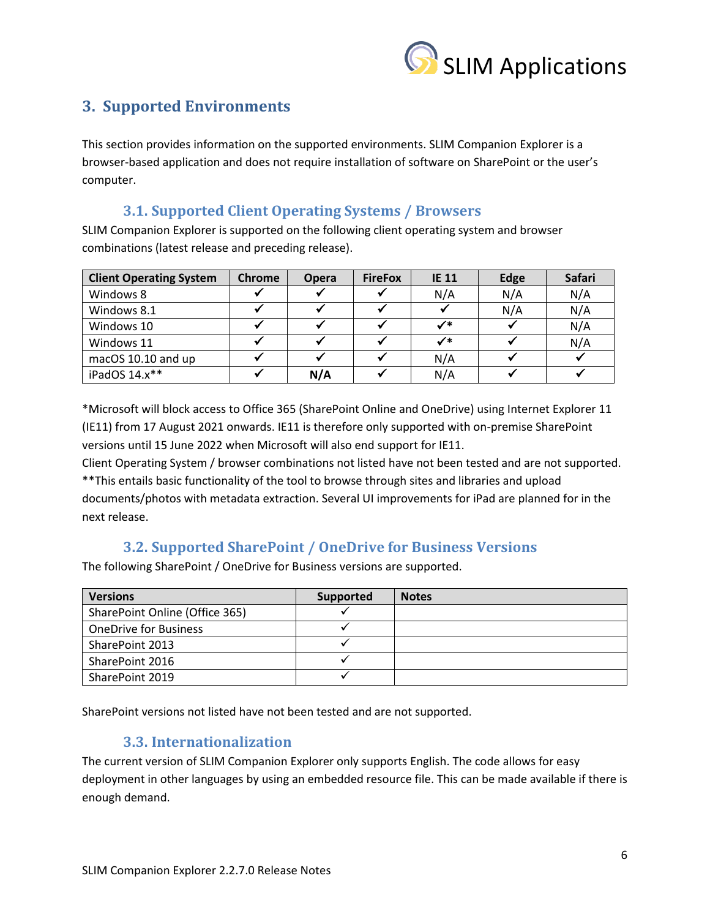## 3. Supported Environments

This section provides information on the supported environments. SLIM Companion Explorer is a browser-based application and does not require installation of software on SharePoint or the user's computer.

### 3.1. Supported Client Operating Systems / Browsers

SLIM Companion Explorer is supported on the following client operating system and browser combinations (latest release and preceding release).

| Client Operating System | Chrome | Opera | FireFox | IE 11 | Edge | Safari |
|---|---|---|---|---|---|---|
| Windows 8 | ✓ | ✓ | ✓ | N/A | N/A | N/A |
| Windows 8.1 | ✓ | ✓ | ✓ | ✓ | N/A | N/A |
| Windows 10 | ✓ | ✓ | ✓ | ✓* | ✓ | N/A |
| Windows 11 | ✓ | ✓ | ✓ | ✓* | ✓ | N/A |
| macOS 10.10 and up | ✓ | ✓ | ✓ | N/A | ✓ | ✓ |
| iPadOS 14.x** | ✓ | **N/A** | ✓ | N/A | ✓ | ✓ |

*Microsoft will block access to Office 365 (SharePoint Online and OneDrive) using Internet Explorer 11 (IE11) from 17 August 2021 onwards. IE11 is therefore only supported with on-premise SharePoint versions until 15 June 2022 when Microsoft will also end support for IE11.
Client Operating System / browser combinations not listed have not been tested and are not supported.
**This entails basic functionality of the tool to browse through sites and libraries and upload documents/photos with metadata extraction. Several UI improvements for iPad are planned for in the next release.

### 3.2. Supported SharePoint / OneDrive for Business Versions

The following SharePoint / OneDrive for Business versions are supported.

| Versions | Supported | Notes |
|---|---|---|
| SharePoint Online (Office 365) | ✓ | |
| OneDrive for Business | ✓ | |
| SharePoint 2013 | ✓ | |
| SharePoint 2016 | ✓ | |
| SharePoint 2019 | ✓ | |

SharePoint versions not listed have not been tested and are not supported.

### 3.3. Internationalization

The current version of SLIM Companion Explorer only supports English. The code allows for easy deployment in other languages by using an embedded resource file. This can be made available if there is enough demand.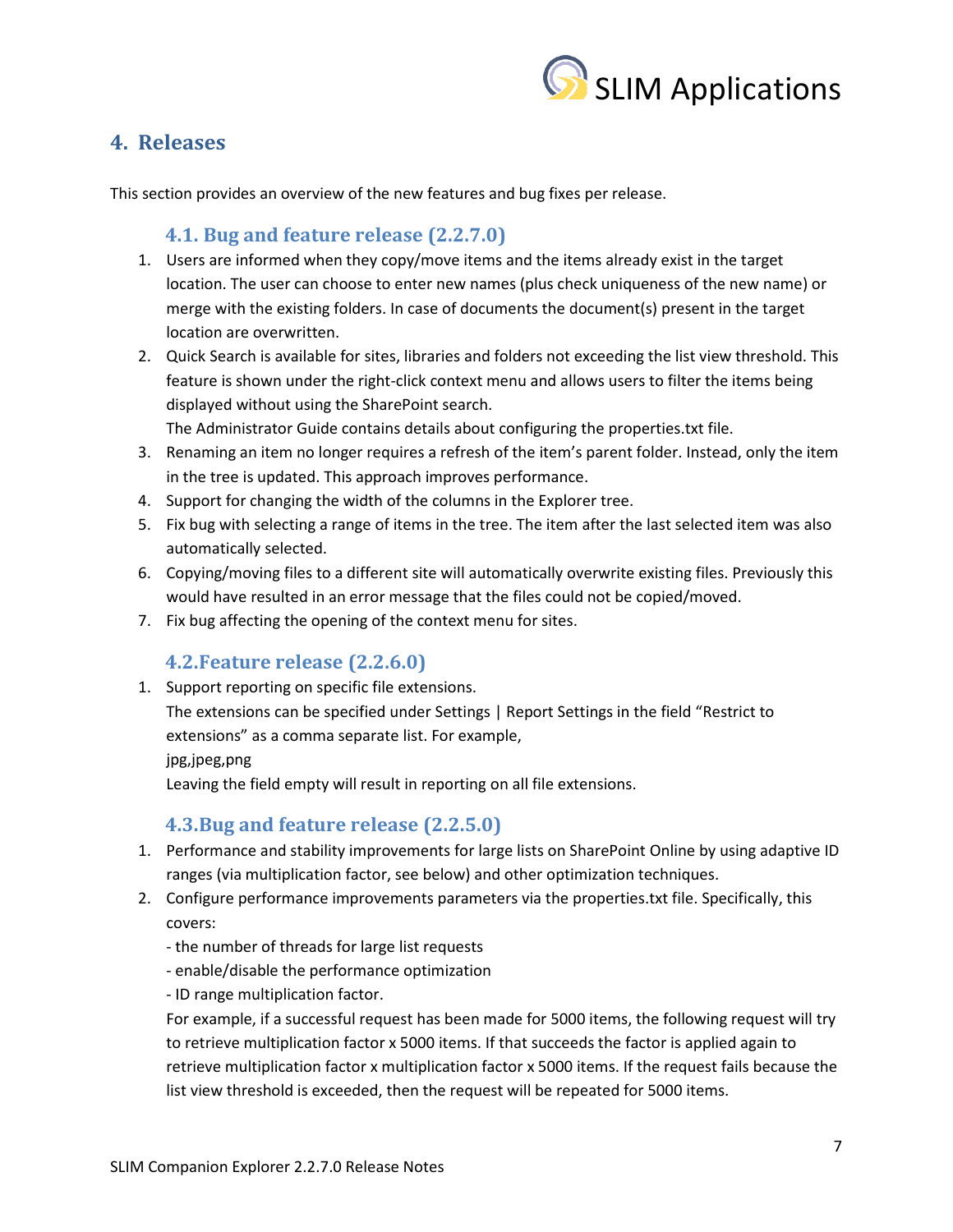# 4. Releases

This section provides an overview of the new features and bug fixes per release.

## 4.1. Bug and feature release (2.2.7.0)

1. Users are informed when they copy/move items and the items already exist in the target location. The user can choose to enter new names (plus check uniqueness of the new name) or merge with the existing folders. In case of documents the document(s) present in the target location are overwritten.
2. Quick Search is available for sites, libraries and folders not exceeding the list view threshold. This feature is shown under the right-click context menu and allows users to filter the items being displayed without using the SharePoint search.
   The Administrator Guide contains details about configuring the properties.txt file.
3. Renaming an item no longer requires a refresh of the item's parent folder. Instead, only the item in the tree is updated. This approach improves performance.
4. Support for changing the width of the columns in the Explorer tree.
5. Fix bug with selecting a range of items in the tree. The item after the last selected item was also automatically selected.
6. Copying/moving files to a different site will automatically overwrite existing files. Previously this would have resulted in an error message that the files could not be copied/moved.
7. Fix bug affecting the opening of the context menu for sites.

## 4.2. Feature release (2.2.6.0)

1. Support reporting on specific file extensions.
   The extensions can be specified under Settings | Report Settings in the field "Restrict to extensions" as a comma separate list. For example,
   jpg,jpeg,png
   Leaving the field empty will result in reporting on all file extensions.

## 4.3. Bug and feature release (2.2.5.0)

1. Performance and stability improvements for large lists on SharePoint Online by using adaptive ID ranges (via multiplication factor, see below) and other optimization techniques.
2. Configure performance improvements parameters via the properties.txt file. Specifically, this covers:
   - the number of threads for large list requests
   - enable/disable the performance optimization
   - ID range multiplication factor.

   For example, if a successful request has been made for 5000 items, the following request will try to retrieve multiplication factor x 5000 items. If that succeeds the factor is applied again to retrieve multiplication factor x multiplication factor x 5000 items. If the request fails because the list view threshold is exceeded, then the request will be repeated for 5000 items.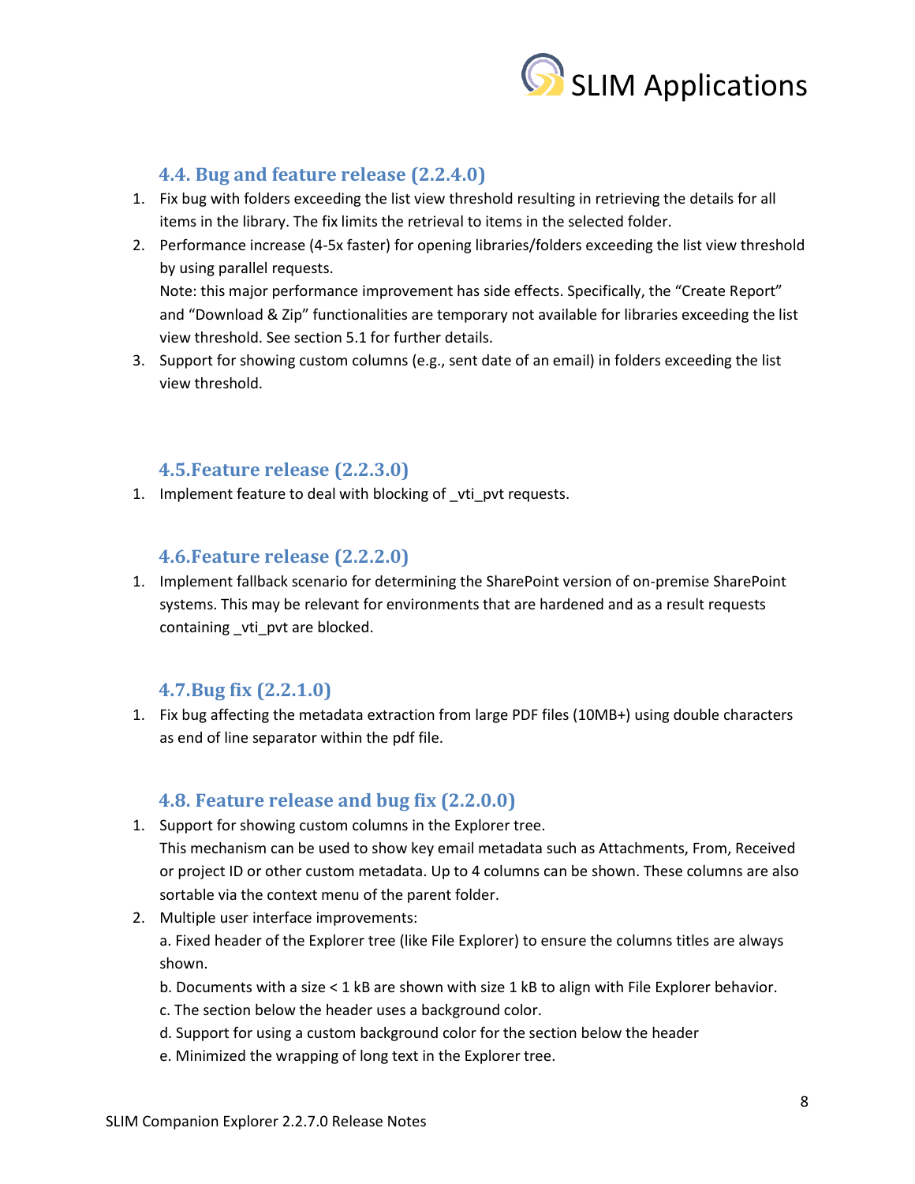### 4.4. Bug and feature release (2.2.4.0)

1. Fix bug with folders exceeding the list view threshold resulting in retrieving the details for all items in the library. The fix limits the retrieval to items in the selected folder.
2. Performance increase (4-5x faster) for opening libraries/folders exceeding the list view threshold by using parallel requests.
   Note: this major performance improvement has side effects. Specifically, the "Create Report" and "Download & Zip" functionalities are temporary not available for libraries exceeding the list view threshold. See section 5.1 for further details.
3. Support for showing custom columns (e.g., sent date of an email) in folders exceeding the list view threshold.

### 4.5. Feature release (2.2.3.0)

1. Implement feature to deal with blocking of _vti_pvt requests.

### 4.6. Feature release (2.2.2.0)

1. Implement fallback scenario for determining the SharePoint version of on-premise SharePoint systems. This may be relevant for environments that are hardened and as a result requests containing _vti_pvt are blocked.

### 4.7. Bug fix (2.2.1.0)

1. Fix bug affecting the metadata extraction from large PDF files (10MB+) using double characters as end of line separator within the pdf file.

### 4.8. Feature release and bug fix (2.2.0.0)

1. Support for showing custom columns in the Explorer tree.
   This mechanism can be used to show key email metadata such as Attachments, From, Received or project ID or other custom metadata. Up to 4 columns can be shown. These columns are also sortable via the context menu of the parent folder.
2. Multiple user interface improvements:
   a. Fixed header of the Explorer tree (like File Explorer) to ensure the columns titles are always shown.
   b. Documents with a size < 1 kB are shown with size 1 kB to align with File Explorer behavior.
   c. The section below the header uses a background color.
   d. Support for using a custom background color for the section below the header
   e. Minimized the wrapping of long text in the Explorer tree.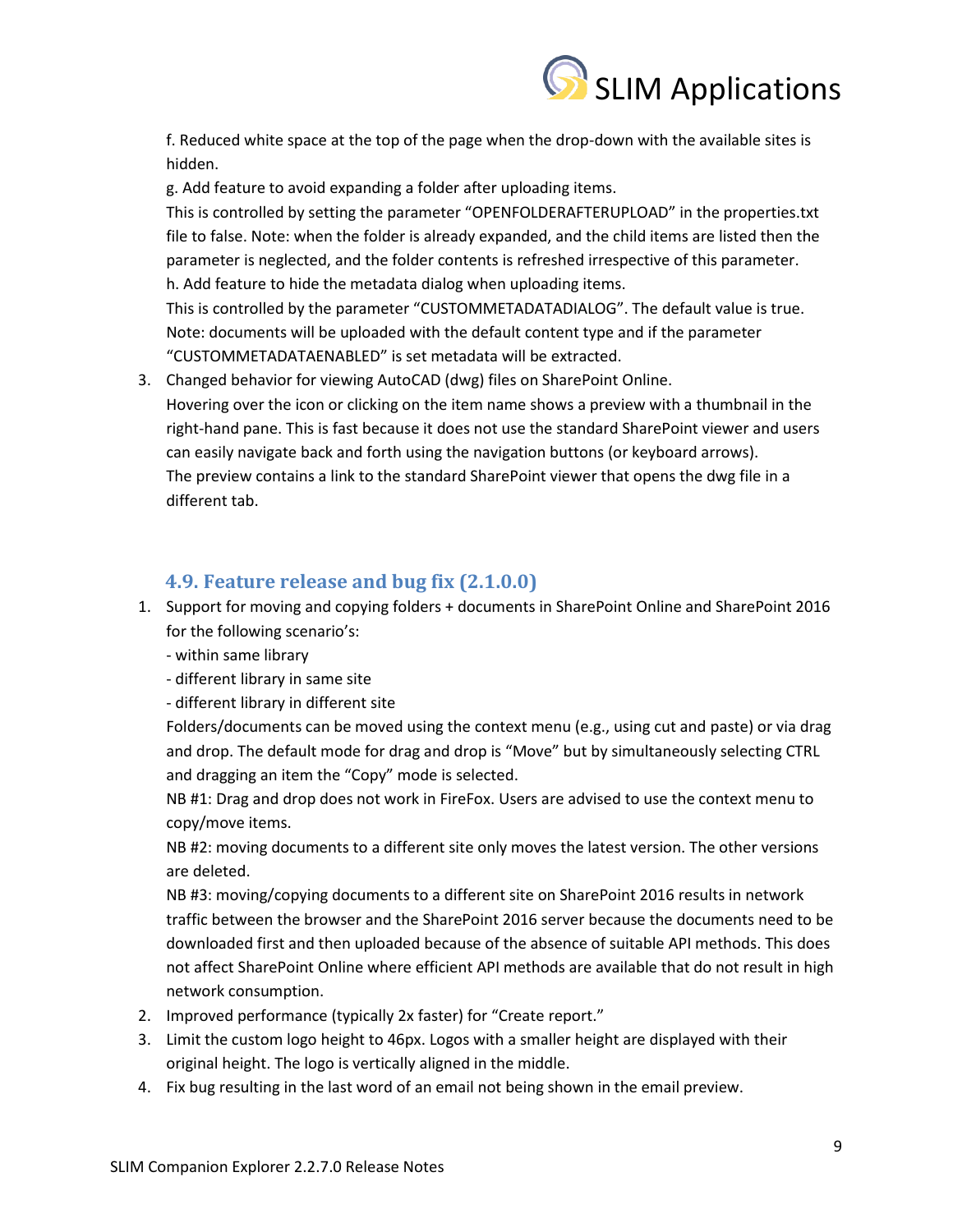f. Reduced white space at the top of the page when the drop-down with the available sites is hidden.

g. Add feature to avoid expanding a folder after uploading items.
This is controlled by setting the parameter "OPENFOLDERAFTERUPLOAD" in the properties.txt file to false. Note: when the folder is already expanded, and the child items are listed then the parameter is neglected, and the folder contents is refreshed irrespective of this parameter.

h. Add feature to hide the metadata dialog when uploading items.
This is controlled by the parameter "CUSTOMMETADATADIALOG". The default value is true. Note: documents will be uploaded with the default content type and if the parameter "CUSTOMMETADATAENABLED" is set metadata will be extracted.

3. Changed behavior for viewing AutoCAD (dwg) files on SharePoint Online.
Hovering over the icon or clicking on the item name shows a preview with a thumbnail in the right-hand pane. This is fast because it does not use the standard SharePoint viewer and users can easily navigate back and forth using the navigation buttons (or keyboard arrows).
The preview contains a link to the standard SharePoint viewer that opens the dwg file in a different tab.

### 4.9. Feature release and bug fix (2.1.0.0)

1. Support for moving and copying folders + documents in SharePoint Online and SharePoint 2016 for the following scenario's:
   - within same library
   - different library in same site
   - different library in different site

   Folders/documents can be moved using the context menu (e.g., using cut and paste) or via drag and drop. The default mode for drag and drop is "Move" but by simultaneously selecting CTRL and dragging an item the "Copy" mode is selected.
   NB #1: Drag and drop does not work in FireFox. Users are advised to use the context menu to copy/move items.
   NB #2: moving documents to a different site only moves the latest version. The other versions are deleted.
   NB #3: moving/copying documents to a different site on SharePoint 2016 results in network traffic between the browser and the SharePoint 2016 server because the documents need to be downloaded first and then uploaded because of the absence of suitable API methods. This does not affect SharePoint Online where efficient API methods are available that do not result in high network consumption.
2. Improved performance (typically 2x faster) for "Create report."
3. Limit the custom logo height to 46px. Logos with a smaller height are displayed with their original height. The logo is vertically aligned in the middle.
4. Fix bug resulting in the last word of an email not being shown in the email preview.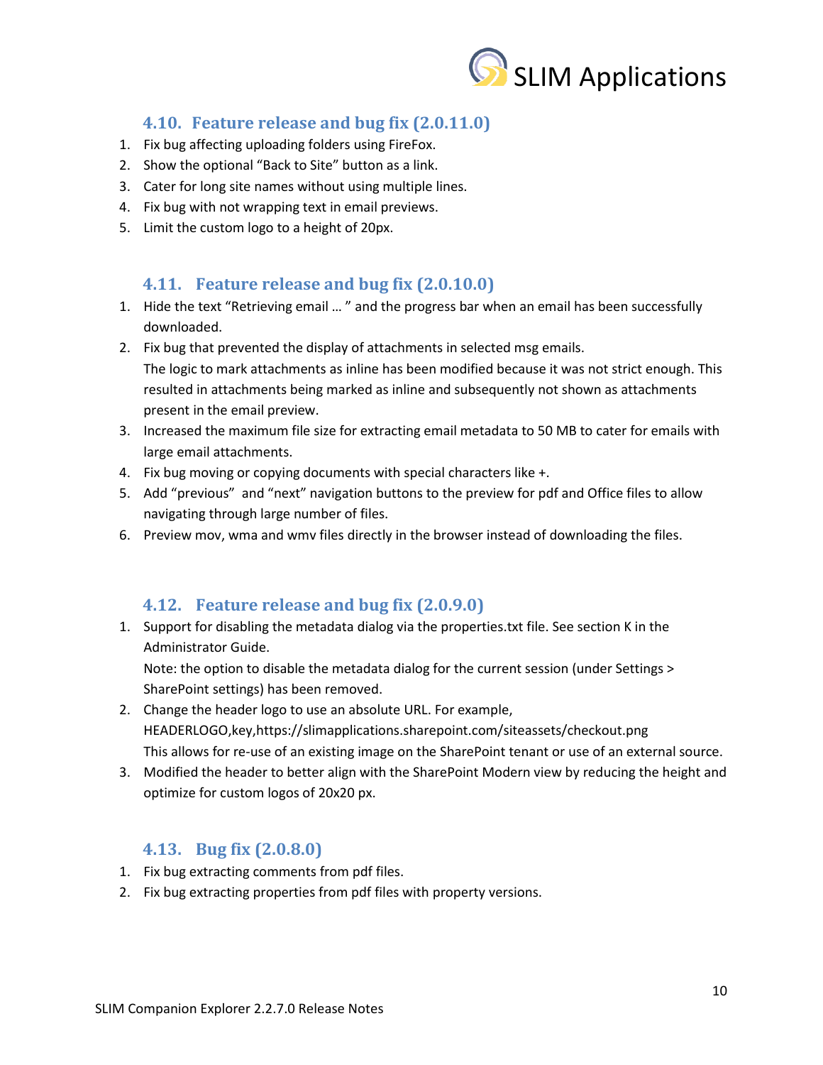### 4.10. Feature release and bug fix (2.0.11.0)

1. Fix bug affecting uploading folders using FireFox.
2. Show the optional "Back to Site" button as a link.
3. Cater for long site names without using multiple lines.
4. Fix bug with not wrapping text in email previews.
5. Limit the custom logo to a height of 20px.

### 4.11. Feature release and bug fix (2.0.10.0)

1. Hide the text "Retrieving email … " and the progress bar when an email has been successfully downloaded.
2. Fix bug that prevented the display of attachments in selected msg emails.
   The logic to mark attachments as inline has been modified because it was not strict enough. This resulted in attachments being marked as inline and subsequently not shown as attachments present in the email preview.
3. Increased the maximum file size for extracting email metadata to 50 MB to cater for emails with large email attachments.
4. Fix bug moving or copying documents with special characters like +.
5. Add "previous" and "next" navigation buttons to the preview for pdf and Office files to allow navigating through large number of files.
6. Preview mov, wma and wmv files directly in the browser instead of downloading the files.

### 4.12. Feature release and bug fix (2.0.9.0)

1. Support for disabling the metadata dialog via the properties.txt file. See section K in the Administrator Guide.
   Note: the option to disable the metadata dialog for the current session (under Settings > SharePoint settings) has been removed.
2. Change the header logo to use an absolute URL. For example,
   HEADERLOGO,key,https://slimapplications.sharepoint.com/siteassets/checkout.png
   This allows for re-use of an existing image on the SharePoint tenant or use of an external source.
3. Modified the header to better align with the SharePoint Modern view by reducing the height and optimize for custom logos of 20x20 px.

### 4.13. Bug fix (2.0.8.0)

1. Fix bug extracting comments from pdf files.
2. Fix bug extracting properties from pdf files with property versions.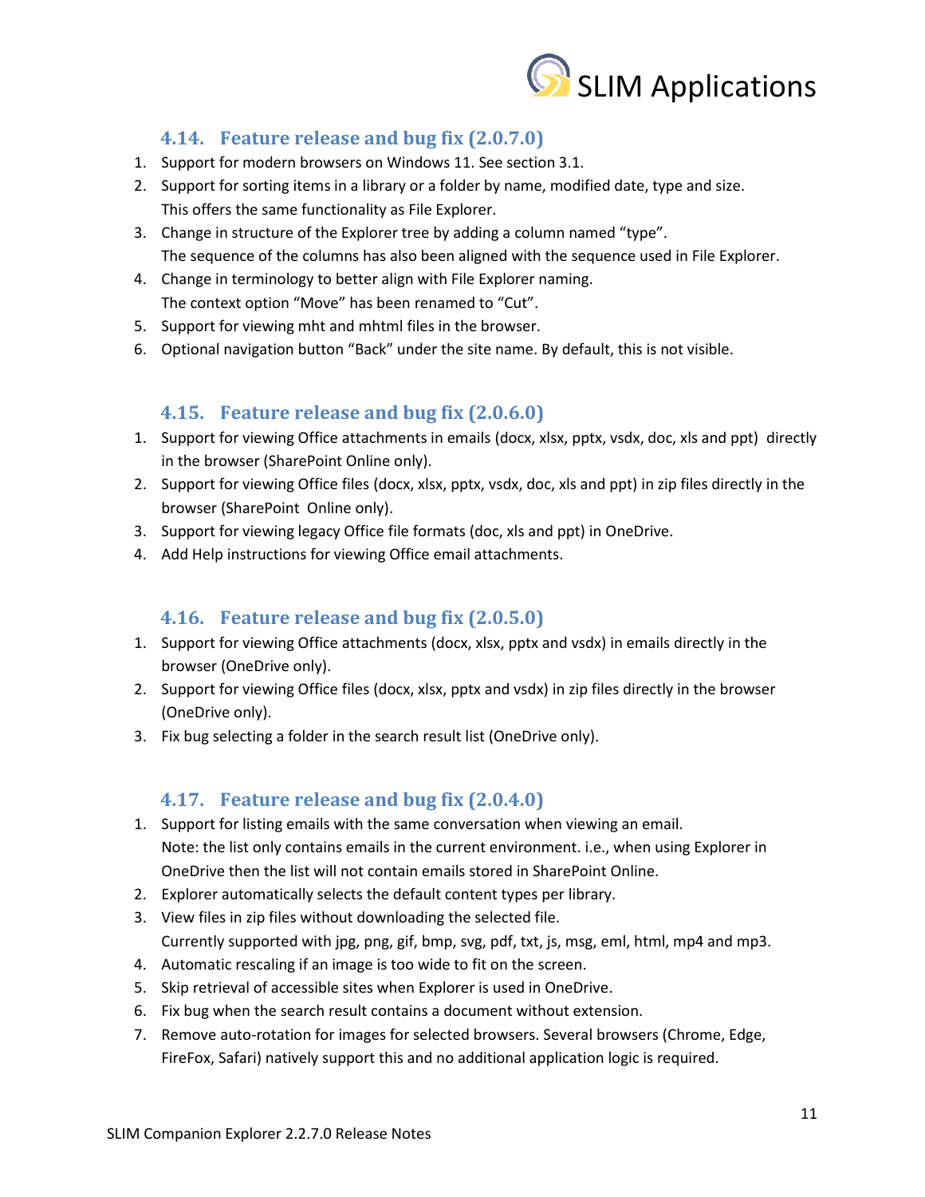### 4.14. Feature release and bug fix (2.0.7.0)

1. Support for modern browsers on Windows 11. See section 3.1.
2. Support for sorting items in a library or a folder by name, modified date, type and size.
   This offers the same functionality as File Explorer.
3. Change in structure of the Explorer tree by adding a column named "type".
   The sequence of the columns has also been aligned with the sequence used in File Explorer.
4. Change in terminology to better align with File Explorer naming.
   The context option "Move" has been renamed to "Cut".
5. Support for viewing mht and mhtml files in the browser.
6. Optional navigation button "Back" under the site name. By default, this is not visible.

### 4.15. Feature release and bug fix (2.0.6.0)

1. Support for viewing Office attachments in emails (docx, xlsx, pptx, vsdx, doc, xls and ppt) directly in the browser (SharePoint Online only).
2. Support for viewing Office files (docx, xlsx, pptx, vsdx, doc, xls and ppt) in zip files directly in the browser (SharePoint Online only).
3. Support for viewing legacy Office file formats (doc, xls and ppt) in OneDrive.
4. Add Help instructions for viewing Office email attachments.

### 4.16. Feature release and bug fix (2.0.5.0)

1. Support for viewing Office attachments (docx, xlsx, pptx and vsdx) in emails directly in the browser (OneDrive only).
2. Support for viewing Office files (docx, xlsx, pptx and vsdx) in zip files directly in the browser (OneDrive only).
3. Fix bug selecting a folder in the search result list (OneDrive only).

### 4.17. Feature release and bug fix (2.0.4.0)

1. Support for listing emails with the same conversation when viewing an email.
   Note: the list only contains emails in the current environment. i.e., when using Explorer in OneDrive then the list will not contain emails stored in SharePoint Online.
2. Explorer automatically selects the default content types per library.
3. View files in zip files without downloading the selected file.
   Currently supported with jpg, png, gif, bmp, svg, pdf, txt, js, msg, eml, html, mp4 and mp3.
4. Automatic rescaling if an image is too wide to fit on the screen.
5. Skip retrieval of accessible sites when Explorer is used in OneDrive.
6. Fix bug when the search result contains a document without extension.
7. Remove auto-rotation for images for selected browsers. Several browsers (Chrome, Edge, FireFox, Safari) natively support this and no additional application logic is required.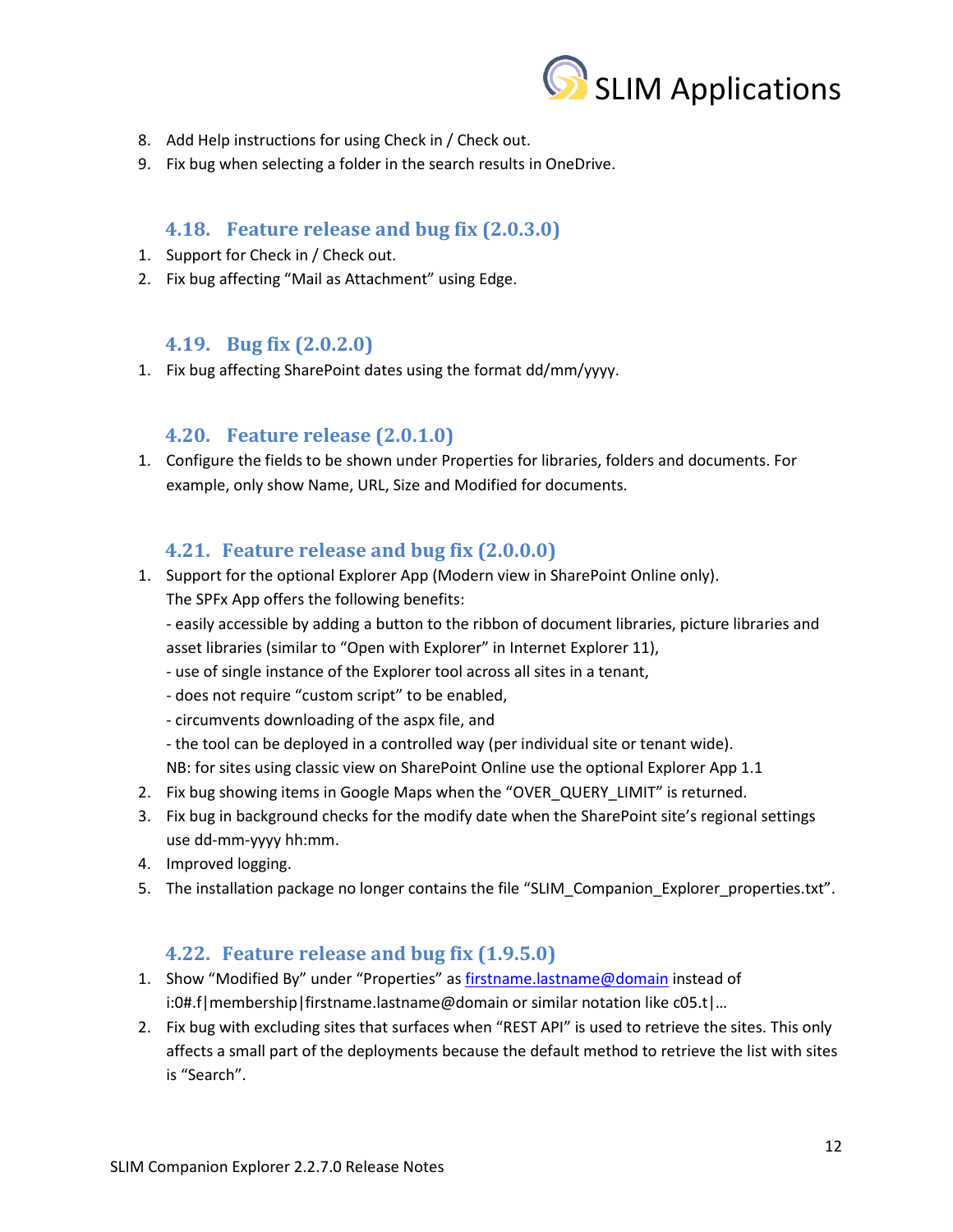8. Add Help instructions for using Check in / Check out.
9. Fix bug when selecting a folder in the search results in OneDrive.

### 4.18. Feature release and bug fix (2.0.3.0)

1. Support for Check in / Check out.
2. Fix bug affecting "Mail as Attachment" using Edge.

### 4.19. Bug fix (2.0.2.0)

1. Fix bug affecting SharePoint dates using the format dd/mm/yyyy.

### 4.20. Feature release (2.0.1.0)

1. Configure the fields to be shown under Properties for libraries, folders and documents. For example, only show Name, URL, Size and Modified for documents.

### 4.21. Feature release and bug fix (2.0.0.0)

1. Support for the optional Explorer App (Modern view in SharePoint Online only).
   The SPFx App offers the following benefits:
   - easily accessible by adding a button to the ribbon of document libraries, picture libraries and asset libraries (similar to "Open with Explorer" in Internet Explorer 11),
   - use of single instance of the Explorer tool across all sites in a tenant,
   - does not require "custom script" to be enabled,
   - circumvents downloading of the aspx file, and
   - the tool can be deployed in a controlled way (per individual site or tenant wide).
   NB: for sites using classic view on SharePoint Online use the optional Explorer App 1.1
2. Fix bug showing items in Google Maps when the "OVER_QUERY_LIMIT" is returned.
3. Fix bug in background checks for the modify date when the SharePoint site's regional settings use dd-mm-yyyy hh:mm.
4. Improved logging.
5. The installation package no longer contains the file "SLIM_Companion_Explorer_properties.txt".

### 4.22. Feature release and bug fix (1.9.5.0)

1. Show "Modified By" under "Properties" as firstname.lastname@domain instead of i:0#.f|membership|firstname.lastname@domain or similar notation like c05.t|…
2. Fix bug with excluding sites that surfaces when "REST API" is used to retrieve the sites. This only affects a small part of the deployments because the default method to retrieve the list with sites is "Search".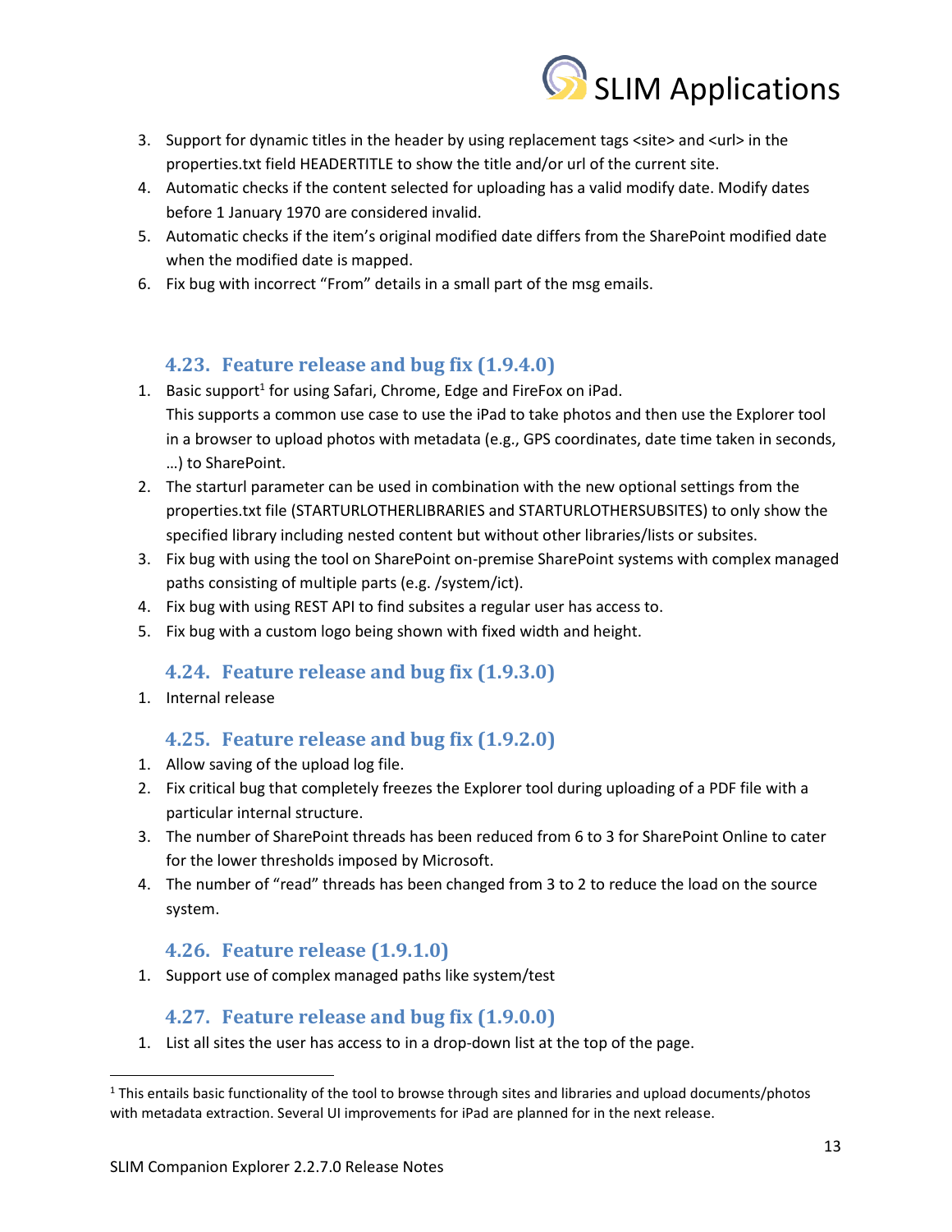3. Support for dynamic titles in the header by using replacement tags <site> and <url> in the properties.txt field HEADERTITLE to show the title and/or url of the current site.
4. Automatic checks if the content selected for uploading has a valid modify date. Modify dates before 1 January 1970 are considered invalid.
5. Automatic checks if the item's original modified date differs from the SharePoint modified date when the modified date is mapped.
6. Fix bug with incorrect "From" details in a small part of the msg emails.

### 4.23. Feature release and bug fix (1.9.4.0)

1. Basic support[1] for using Safari, Chrome, Edge and FireFox on iPad.
   This supports a common use case to use the iPad to take photos and then use the Explorer tool in a browser to upload photos with metadata (e.g., GPS coordinates, date time taken in seconds, …) to SharePoint.
2. The starturl parameter can be used in combination with the new optional settings from the properties.txt file (STARTURLOTHERLIBRARIES and STARTURLOTHERSUBSITES) to only show the specified library including nested content but without other libraries/lists or subsites.
3. Fix bug with using the tool on SharePoint on-premise SharePoint systems with complex managed paths consisting of multiple parts (e.g. /system/ict).
4. Fix bug with using REST API to find subsites a regular user has access to.
5. Fix bug with a custom logo being shown with fixed width and height.

### 4.24. Feature release and bug fix (1.9.3.0)

1. Internal release

### 4.25. Feature release and bug fix (1.9.2.0)

1. Allow saving of the upload log file.
2. Fix critical bug that completely freezes the Explorer tool during uploading of a PDF file with a particular internal structure.
3. The number of SharePoint threads has been reduced from 6 to 3 for SharePoint Online to cater for the lower thresholds imposed by Microsoft.
4. The number of "read" threads has been changed from 3 to 2 to reduce the load on the source system.

### 4.26. Feature release (1.9.1.0)

1. Support use of complex managed paths like system/test

### 4.27. Feature release and bug fix (1.9.0.0)

1. List all sites the user has access to in a drop-down list at the top of the page.

[1] This entails basic functionality of the tool to browse through sites and libraries and upload documents/photos with metadata extraction. Several UI improvements for iPad are planned for in the next release.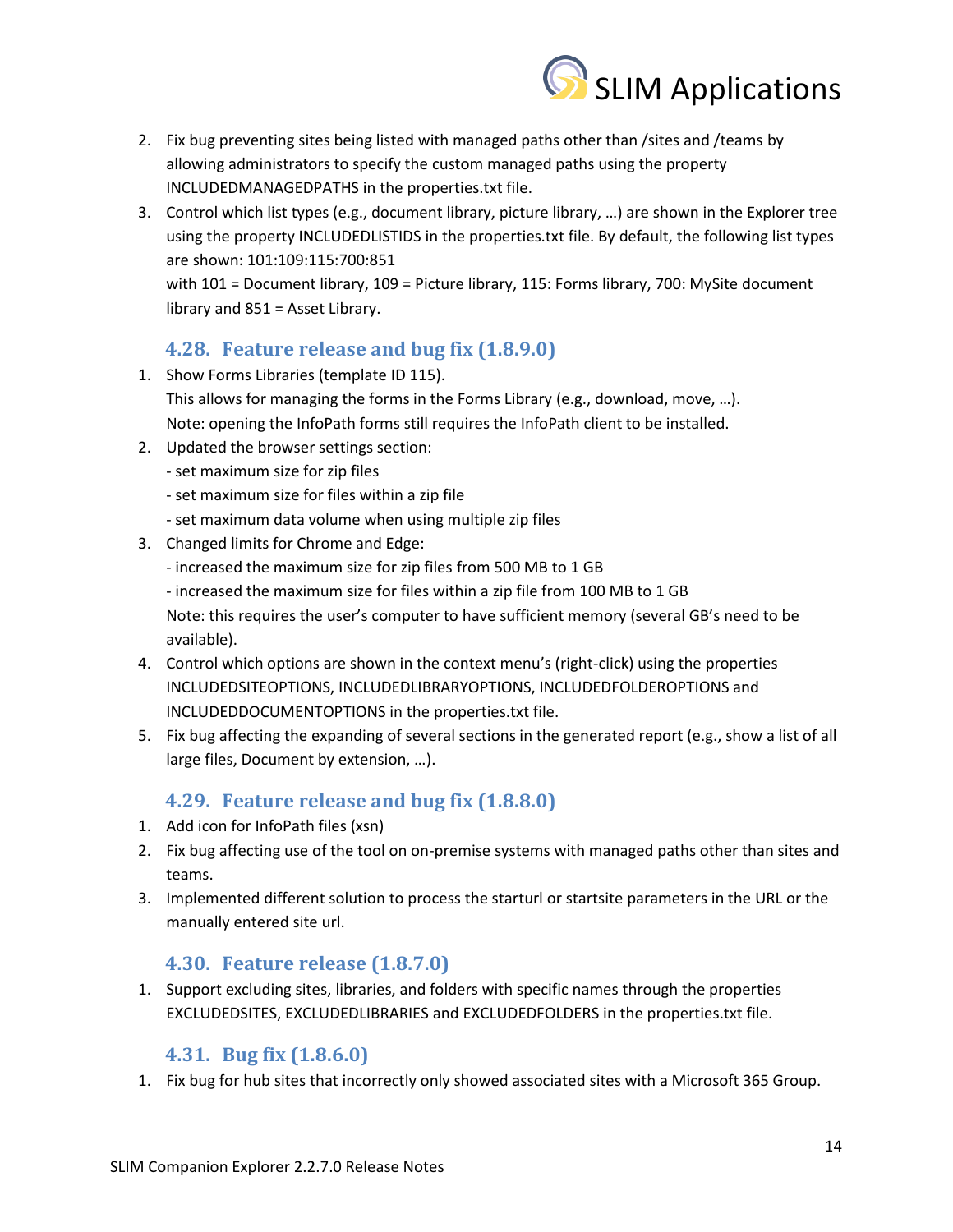2. Fix bug preventing sites being listed with managed paths other than /sites and /teams by allowing administrators to specify the custom managed paths using the property INCLUDEDMANAGEDPATHS in the properties.txt file.
3. Control which list types (e.g., document library, picture library, …) are shown in the Explorer tree using the property INCLUDEDLISTIDS in the properties.txt file. By default, the following list types are shown: 101:109:115:700:851
   with 101 = Document library, 109 = Picture library, 115: Forms library, 700: MySite document library and 851 = Asset Library.

### 4.28. Feature release and bug fix (1.8.9.0)

1. Show Forms Libraries (template ID 115).
   This allows for managing the forms in the Forms Library (e.g., download, move, …).
   Note: opening the InfoPath forms still requires the InfoPath client to be installed.
2. Updated the browser settings section:
   - set maximum size for zip files
   - set maximum size for files within a zip file
   - set maximum data volume when using multiple zip files
3. Changed limits for Chrome and Edge:
   - increased the maximum size for zip files from 500 MB to 1 GB
   - increased the maximum size for files within a zip file from 100 MB to 1 GB
   Note: this requires the user's computer to have sufficient memory (several GB's need to be available).
4. Control which options are shown in the context menu's (right-click) using the properties INCLUDEDSITEOPTIONS, INCLUDEDLIBRARYOPTIONS, INCLUDEDFOLDEROPTIONS and INCLUDEDDOCUMENTOPTIONS in the properties.txt file.
5. Fix bug affecting the expanding of several sections in the generated report (e.g., show a list of all large files, Document by extension, …).

### 4.29. Feature release and bug fix (1.8.8.0)

1. Add icon for InfoPath files (xsn)
2. Fix bug affecting use of the tool on on-premise systems with managed paths other than sites and teams.
3. Implemented different solution to process the starturl or startsite parameters in the URL or the manually entered site url.

### 4.30. Feature release (1.8.7.0)

1. Support excluding sites, libraries, and folders with specific names through the properties EXCLUDEDSITES, EXCLUDEDLIBRARIES and EXCLUDEDFOLDERS in the properties.txt file.

### 4.31. Bug fix (1.8.6.0)

1. Fix bug for hub sites that incorrectly only showed associated sites with a Microsoft 365 Group.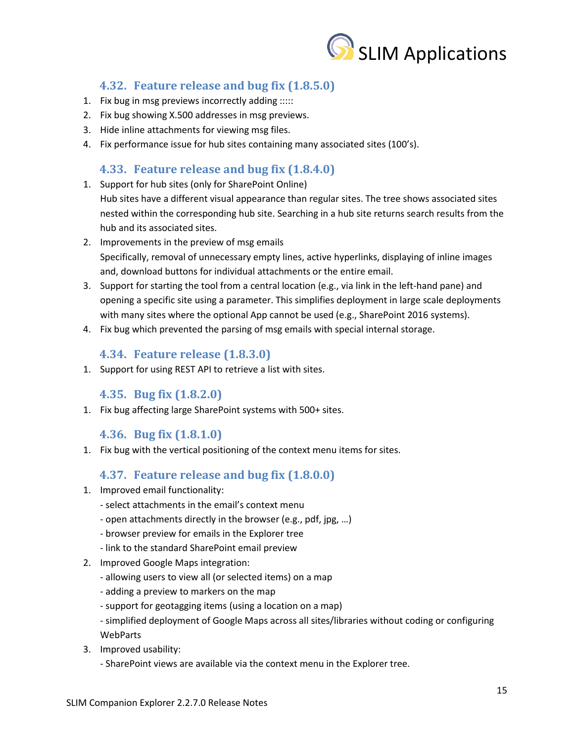### 4.32. Feature release and bug fix (1.8.5.0)

1. Fix bug in msg previews incorrectly adding :::::
2. Fix bug showing X.500 addresses in msg previews.
3. Hide inline attachments for viewing msg files.
4. Fix performance issue for hub sites containing many associated sites (100's).

### 4.33. Feature release and bug fix (1.8.4.0)

1. Support for hub sites (only for SharePoint Online)
   Hub sites have a different visual appearance than regular sites. The tree shows associated sites nested within the corresponding hub site. Searching in a hub site returns search results from the hub and its associated sites.
2. Improvements in the preview of msg emails
   Specifically, removal of unnecessary empty lines, active hyperlinks, displaying of inline images and, download buttons for individual attachments or the entire email.
3. Support for starting the tool from a central location (e.g., via link in the left-hand pane) and opening a specific site using a parameter. This simplifies deployment in large scale deployments with many sites where the optional App cannot be used (e.g., SharePoint 2016 systems).
4. Fix bug which prevented the parsing of msg emails with special internal storage.

### 4.34. Feature release (1.8.3.0)

1. Support for using REST API to retrieve a list with sites.

### 4.35. Bug fix (1.8.2.0)

1. Fix bug affecting large SharePoint systems with 500+ sites.

### 4.36. Bug fix (1.8.1.0)

1. Fix bug with the vertical positioning of the context menu items for sites.

### 4.37. Feature release and bug fix (1.8.0.0)

1. Improved email functionality:
   - select attachments in the email's context menu
   - open attachments directly in the browser (e.g., pdf, jpg, …)
   - browser preview for emails in the Explorer tree
   - link to the standard SharePoint email preview
2. Improved Google Maps integration:
   - allowing users to view all (or selected items) on a map
   - adding a preview to markers on the map
   - support for geotagging items (using a location on a map)
   - simplified deployment of Google Maps across all sites/libraries without coding or configuring WebParts
3. Improved usability:
   - SharePoint views are available via the context menu in the Explorer tree.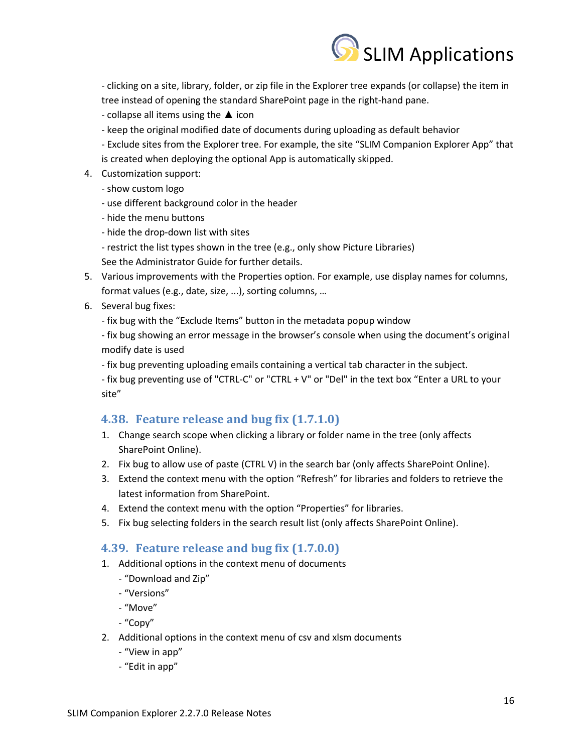- clicking on a site, library, folder, or zip file in the Explorer tree expands (or collapse) the item in tree instead of opening the standard SharePoint page in the right-hand pane.
- collapse all items using the ▲ icon
- keep the original modified date of documents during uploading as default behavior
- Exclude sites from the Explorer tree. For example, the site “SLIM Companion Explorer App” that is created when deploying the optional App is automatically skipped.

4. Customization support:
   - show custom logo
   - use different background color in the header
   - hide the menu buttons
   - hide the drop-down list with sites
   - restrict the list types shown in the tree (e.g., only show Picture Libraries)

   See the Administrator Guide for further details.
5. Various improvements with the Properties option. For example, use display names for columns, format values (e.g., date, size, ...), sorting columns, …
6. Several bug fixes:
   - fix bug with the “Exclude Items” button in the metadata popup window
   - fix bug showing an error message in the browser’s console when using the document’s original modify date is used
   - fix bug preventing uploading emails containing a vertical tab character in the subject.
   - fix bug preventing use of "CTRL-C" or "CTRL + V" or "Del" in the text box “Enter a URL to your site”

## 4.38. Feature release and bug fix (1.7.1.0)

1. Change search scope when clicking a library or folder name in the tree (only affects SharePoint Online).
2. Fix bug to allow use of paste (CTRL V) in the search bar (only affects SharePoint Online).
3. Extend the context menu with the option “Refresh” for libraries and folders to retrieve the latest information from SharePoint.
4. Extend the context menu with the option “Properties” for libraries.
5. Fix bug selecting folders in the search result list (only affects SharePoint Online).

## 4.39. Feature release and bug fix (1.7.0.0)

1. Additional options in the context menu of documents
   - “Download and Zip”
   - “Versions”
   - “Move”
   - “Copy”
2. Additional options in the context menu of csv and xlsm documents
   - “View in app”
   - “Edit in app”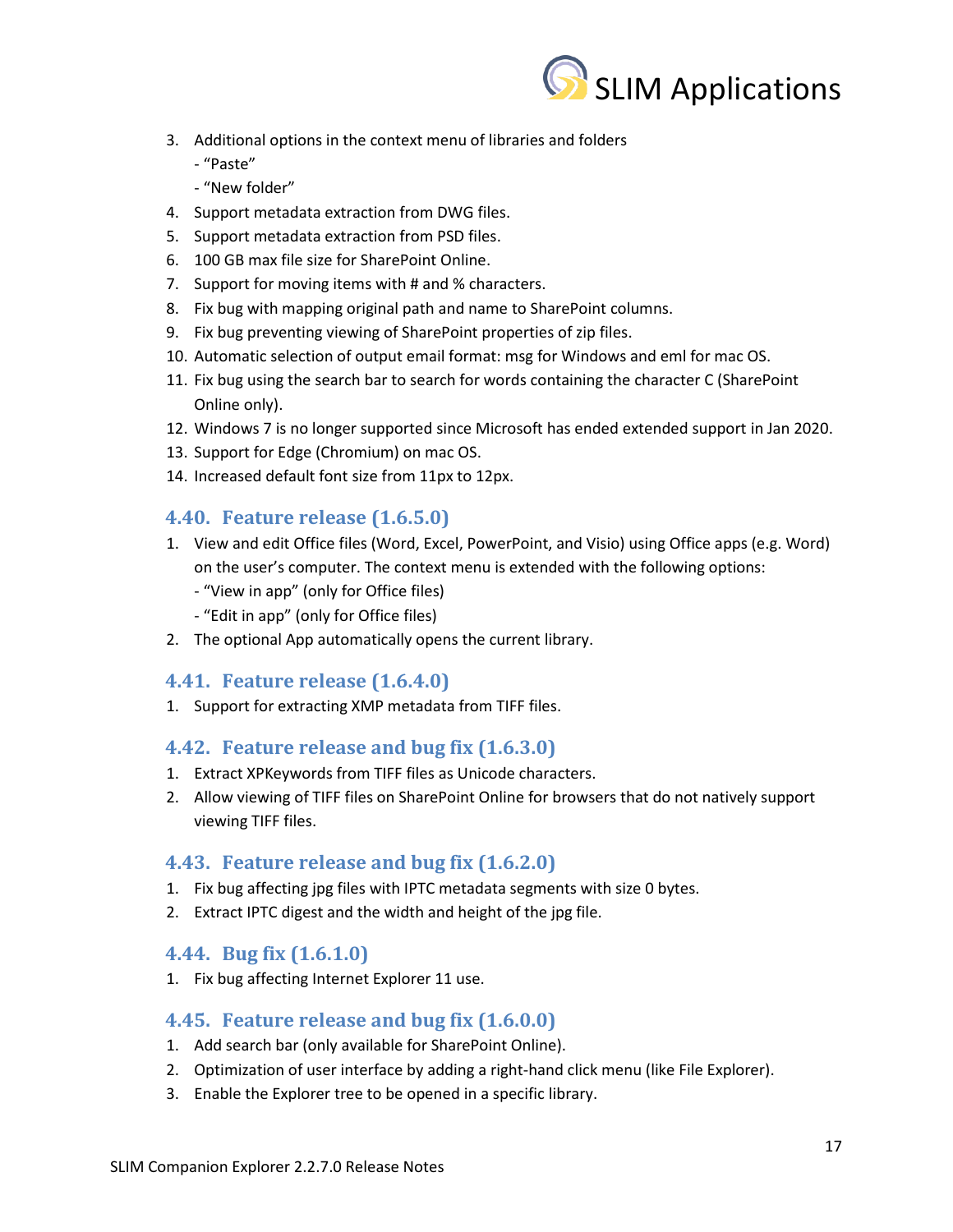3. Additional options in the context menu of libraries and folders
   - "Paste"
   - "New folder"
4. Support metadata extraction from DWG files.
5. Support metadata extraction from PSD files.
6. 100 GB max file size for SharePoint Online.
7. Support for moving items with # and % characters.
8. Fix bug with mapping original path and name to SharePoint columns.
9. Fix bug preventing viewing of SharePoint properties of zip files.
10. Automatic selection of output email format: msg for Windows and eml for mac OS.
11. Fix bug using the search bar to search for words containing the character C (SharePoint Online only).
12. Windows 7 is no longer supported since Microsoft has ended extended support in Jan 2020.
13. Support for Edge (Chromium) on mac OS.
14. Increased default font size from 11px to 12px.

## 4.40. Feature release (1.6.5.0)

1. View and edit Office files (Word, Excel, PowerPoint, and Visio) using Office apps (e.g. Word) on the user's computer. The context menu is extended with the following options:
   - "View in app" (only for Office files)
   - "Edit in app" (only for Office files)
2. The optional App automatically opens the current library.

## 4.41. Feature release (1.6.4.0)

1. Support for extracting XMP metadata from TIFF files.

## 4.42. Feature release and bug fix (1.6.3.0)

1. Extract XPKeywords from TIFF files as Unicode characters.
2. Allow viewing of TIFF files on SharePoint Online for browsers that do not natively support viewing TIFF files.

## 4.43. Feature release and bug fix (1.6.2.0)

1. Fix bug affecting jpg files with IPTC metadata segments with size 0 bytes.
2. Extract IPTC digest and the width and height of the jpg file.

## 4.44. Bug fix (1.6.1.0)

1. Fix bug affecting Internet Explorer 11 use.

## 4.45. Feature release and bug fix (1.6.0.0)

1. Add search bar (only available for SharePoint Online).
2. Optimization of user interface by adding a right-hand click menu (like File Explorer).
3. Enable the Explorer tree to be opened in a specific library.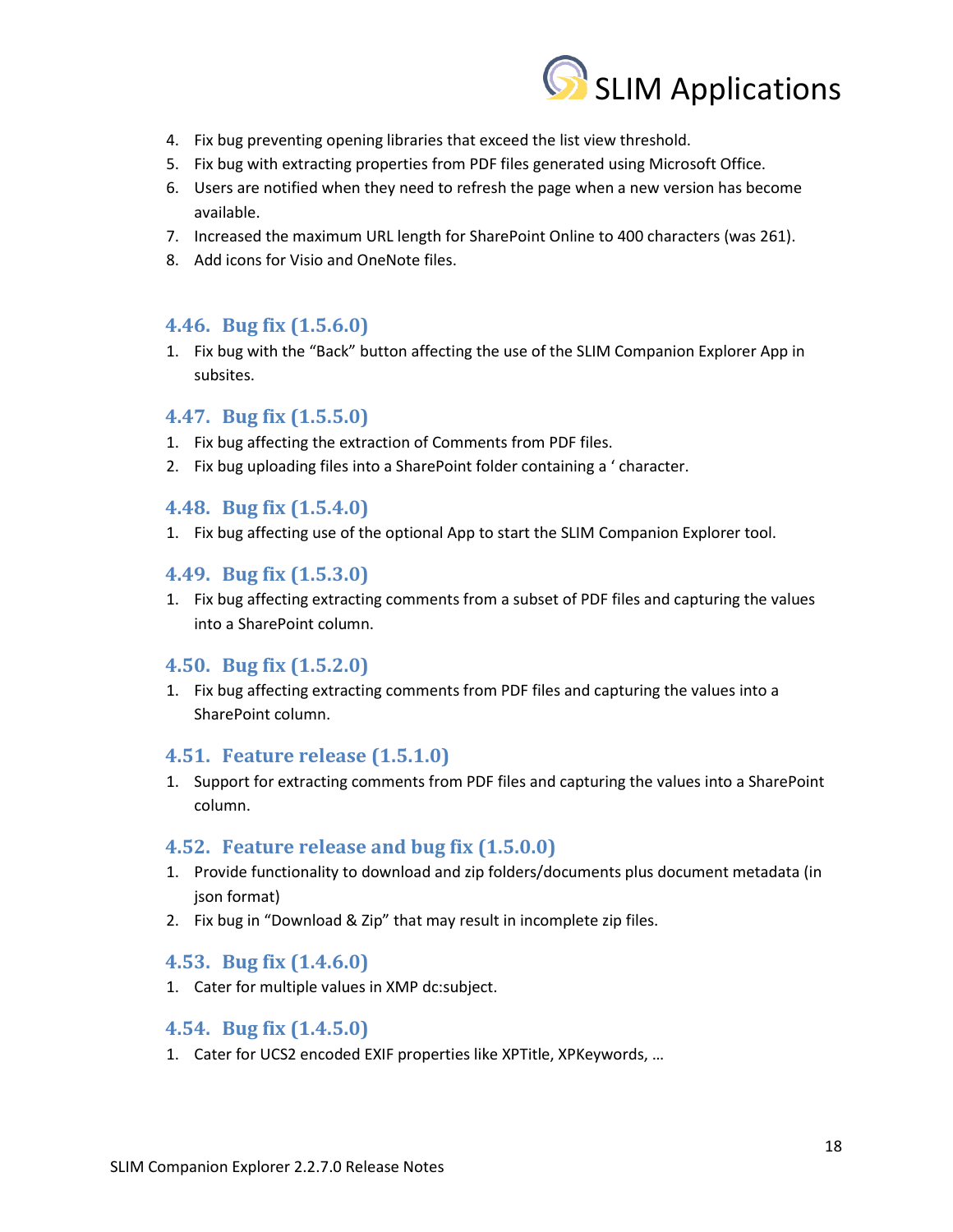4. Fix bug preventing opening libraries that exceed the list view threshold.
5. Fix bug with extracting properties from PDF files generated using Microsoft Office.
6. Users are notified when they need to refresh the page when a new version has become available.
7. Increased the maximum URL length for SharePoint Online to 400 characters (was 261).
8. Add icons for Visio and OneNote files.

### 4.46. Bug fix (1.5.6.0)

1. Fix bug with the "Back" button affecting the use of the SLIM Companion Explorer App in subsites.

### 4.47. Bug fix (1.5.5.0)

1. Fix bug affecting the extraction of Comments from PDF files.
2. Fix bug uploading files into a SharePoint folder containing a ' character.

### 4.48. Bug fix (1.5.4.0)

1. Fix bug affecting use of the optional App to start the SLIM Companion Explorer tool.

### 4.49. Bug fix (1.5.3.0)

1. Fix bug affecting extracting comments from a subset of PDF files and capturing the values into a SharePoint column.

### 4.50. Bug fix (1.5.2.0)

1. Fix bug affecting extracting comments from PDF files and capturing the values into a SharePoint column.

### 4.51. Feature release (1.5.1.0)

1. Support for extracting comments from PDF files and capturing the values into a SharePoint column.

### 4.52. Feature release and bug fix (1.5.0.0)

1. Provide functionality to download and zip folders/documents plus document metadata (in json format)
2. Fix bug in "Download & Zip" that may result in incomplete zip files.

### 4.53. Bug fix (1.4.6.0)

1. Cater for multiple values in XMP dc:subject.

### 4.54. Bug fix (1.4.5.0)

1. Cater for UCS2 encoded EXIF properties like XPTitle, XPKeywords, …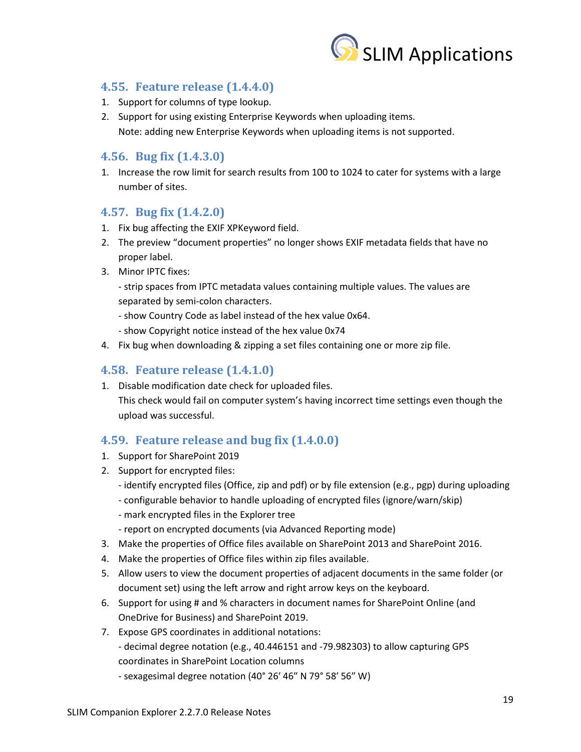## 4.55. Feature release (1.4.4.0)

1. Support for columns of type lookup.
2. Support for using existing Enterprise Keywords when uploading items.
   Note: adding new Enterprise Keywords when uploading items is not supported.

## 4.56. Bug fix (1.4.3.0)

1. Increase the row limit for search results from 100 to 1024 to cater for systems with a large number of sites.

## 4.57. Bug fix (1.4.2.0)

1. Fix bug affecting the EXIF XPKeyword field.
2. The preview "document properties" no longer shows EXIF metadata fields that have no proper label.
3. Minor IPTC fixes:
   - strip spaces from IPTC metadata values containing multiple values. The values are separated by semi-colon characters.
   - show Country Code as label instead of the hex value 0x64.
   - show Copyright notice instead of the hex value 0x74
4. Fix bug when downloading & zipping a set files containing one or more zip file.

## 4.58. Feature release (1.4.1.0)

1. Disable modification date check for uploaded files.
   This check would fail on computer system's having incorrect time settings even though the upload was successful.

## 4.59. Feature release and bug fix (1.4.0.0)

1. Support for SharePoint 2019
2. Support for encrypted files:
   - identify encrypted files (Office, zip and pdf) or by file extension (e.g., pgp) during uploading
   - configurable behavior to handle uploading of encrypted files (ignore/warn/skip)
   - mark encrypted files in the Explorer tree
   - report on encrypted documents (via Advanced Reporting mode)
3. Make the properties of Office files available on SharePoint 2013 and SharePoint 2016.
4. Make the properties of Office files within zip files available.
5. Allow users to view the document properties of adjacent documents in the same folder (or document set) using the left arrow and right arrow keys on the keyboard.
6. Support for using # and % characters in document names for SharePoint Online (and OneDrive for Business) and SharePoint 2019.
7. Expose GPS coordinates in additional notations:
   - decimal degree notation (e.g., 40.446151 and -79.982303) to allow capturing GPS coordinates in SharePoint Location columns
   - sexagesimal degree notation (40° 26′ 46″ N 79° 58′ 56″ W)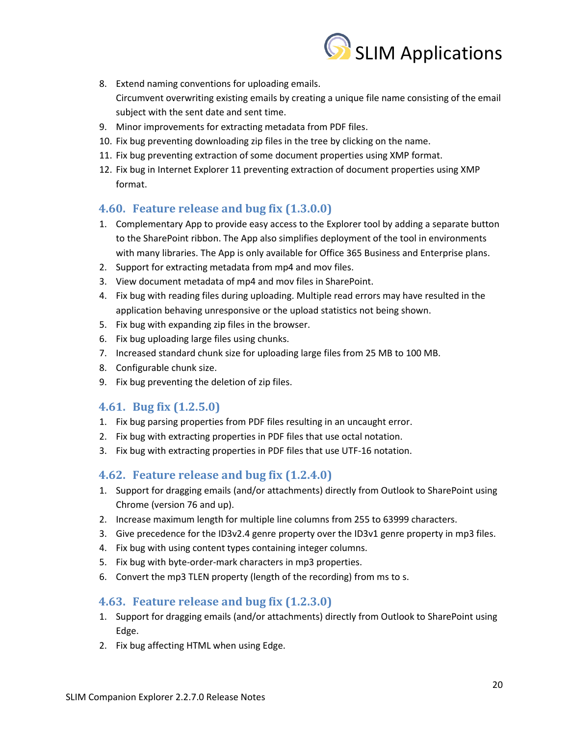8. Extend naming conventions for uploading emails.
   Circumvent overwriting existing emails by creating a unique file name consisting of the email subject with the sent date and sent time.
9. Minor improvements for extracting metadata from PDF files.
10. Fix bug preventing downloading zip files in the tree by clicking on the name.
11. Fix bug preventing extraction of some document properties using XMP format.
12. Fix bug in Internet Explorer 11 preventing extraction of document properties using XMP format.

## 4.60. Feature release and bug fix (1.3.0.0)

1. Complementary App to provide easy access to the Explorer tool by adding a separate button to the SharePoint ribbon. The App also simplifies deployment of the tool in environments with many libraries. The App is only available for Office 365 Business and Enterprise plans.
2. Support for extracting metadata from mp4 and mov files.
3. View document metadata of mp4 and mov files in SharePoint.
4. Fix bug with reading files during uploading. Multiple read errors may have resulted in the application behaving unresponsive or the upload statistics not being shown.
5. Fix bug with expanding zip files in the browser.
6. Fix bug uploading large files using chunks.
7. Increased standard chunk size for uploading large files from 25 MB to 100 MB.
8. Configurable chunk size.
9. Fix bug preventing the deletion of zip files.

## 4.61. Bug fix (1.2.5.0)

1. Fix bug parsing properties from PDF files resulting in an uncaught error.
2. Fix bug with extracting properties in PDF files that use octal notation.
3. Fix bug with extracting properties in PDF files that use UTF-16 notation.

## 4.62. Feature release and bug fix (1.2.4.0)

1. Support for dragging emails (and/or attachments) directly from Outlook to SharePoint using Chrome (version 76 and up).
2. Increase maximum length for multiple line columns from 255 to 63999 characters.
3. Give precedence for the ID3v2.4 genre property over the ID3v1 genre property in mp3 files.
4. Fix bug with using content types containing integer columns.
5. Fix bug with byte-order-mark characters in mp3 properties.
6. Convert the mp3 TLEN property (length of the recording) from ms to s.

## 4.63. Feature release and bug fix (1.2.3.0)

1. Support for dragging emails (and/or attachments) directly from Outlook to SharePoint using Edge.
2. Fix bug affecting HTML when using Edge.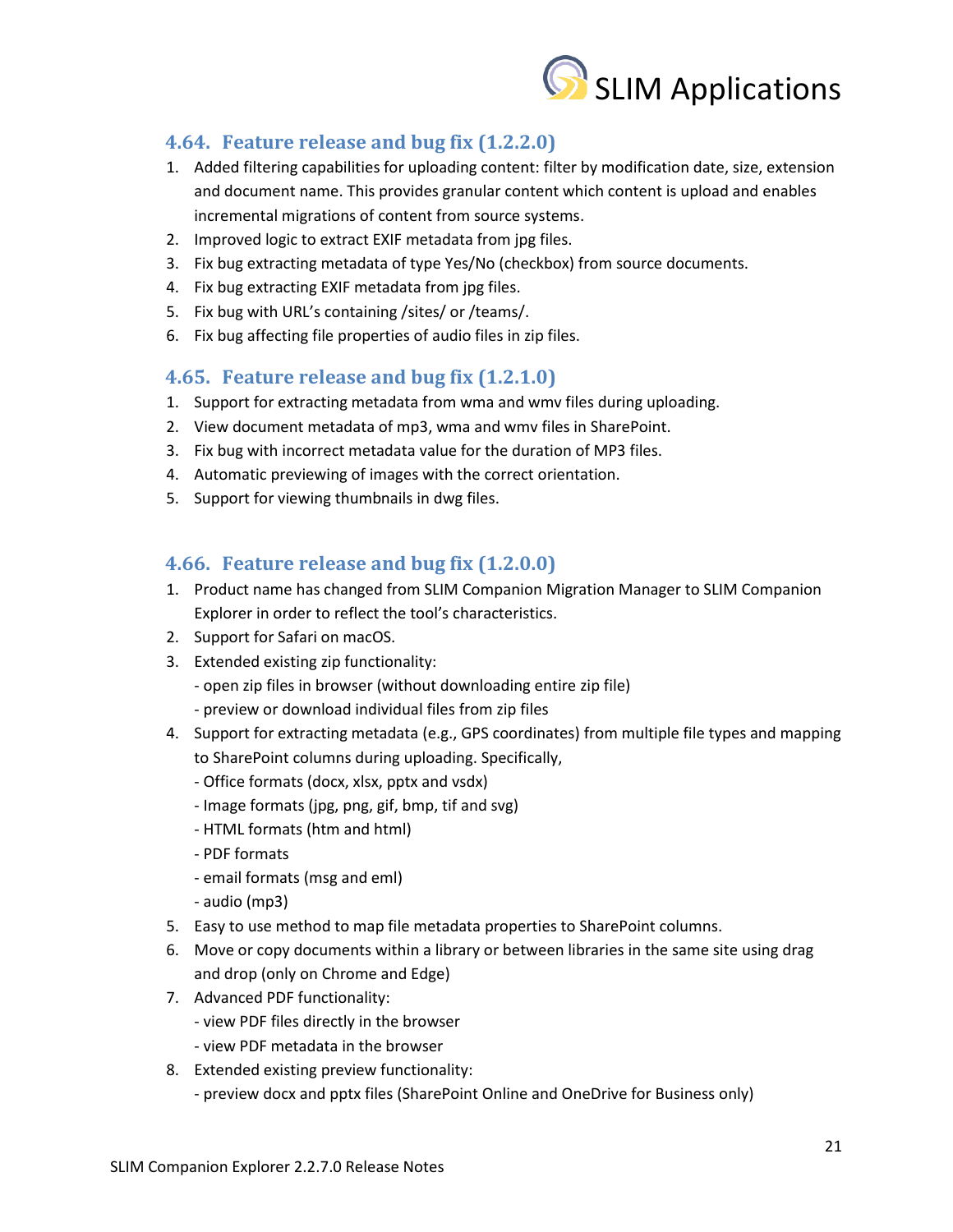## 4.64. Feature release and bug fix (1.2.2.0)

1. Added filtering capabilities for uploading content: filter by modification date, size, extension and document name. This provides granular content which content is upload and enables incremental migrations of content from source systems.
2. Improved logic to extract EXIF metadata from jpg files.
3. Fix bug extracting metadata of type Yes/No (checkbox) from source documents.
4. Fix bug extracting EXIF metadata from jpg files.
5. Fix bug with URL's containing /sites/ or /teams/.
6. Fix bug affecting file properties of audio files in zip files.

## 4.65. Feature release and bug fix (1.2.1.0)

1. Support for extracting metadata from wma and wmv files during uploading.
2. View document metadata of mp3, wma and wmv files in SharePoint.
3. Fix bug with incorrect metadata value for the duration of MP3 files.
4. Automatic previewing of images with the correct orientation.
5. Support for viewing thumbnails in dwg files.

## 4.66. Feature release and bug fix (1.2.0.0)

1. Product name has changed from SLIM Companion Migration Manager to SLIM Companion Explorer in order to reflect the tool's characteristics.
2. Support for Safari on macOS.
3. Extended existing zip functionality:
   - open zip files in browser (without downloading entire zip file)
   - preview or download individual files from zip files
4. Support for extracting metadata (e.g., GPS coordinates) from multiple file types and mapping to SharePoint columns during uploading. Specifically,
   - Office formats (docx, xlsx, pptx and vsdx)
   - Image formats (jpg, png, gif, bmp, tif and svg)
   - HTML formats (htm and html)
   - PDF formats
   - email formats (msg and eml)
   - audio (mp3)
5. Easy to use method to map file metadata properties to SharePoint columns.
6. Move or copy documents within a library or between libraries in the same site using drag and drop (only on Chrome and Edge)
7. Advanced PDF functionality:
   - view PDF files directly in the browser
   - view PDF metadata in the browser
8. Extended existing preview functionality:
   - preview docx and pptx files (SharePoint Online and OneDrive for Business only)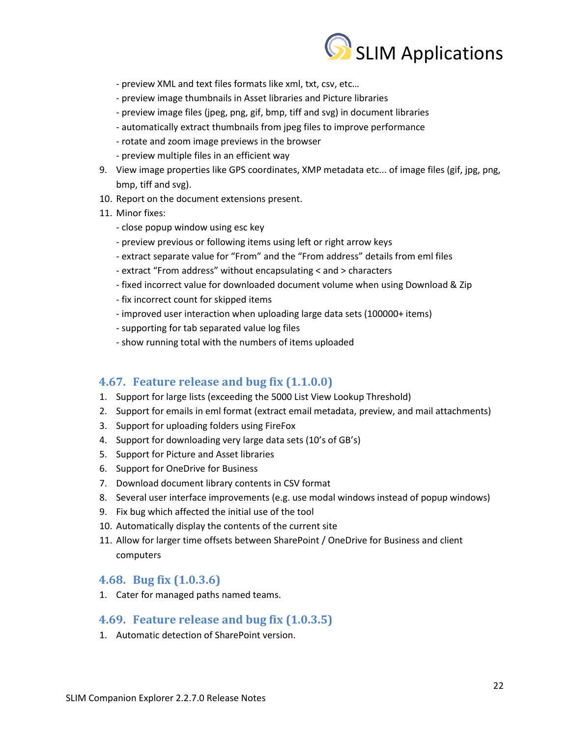- preview XML and text files formats like xml, txt, csv, etc…
- preview image thumbnails in Asset libraries and Picture libraries
- preview image files (jpeg, png, gif, bmp, tiff and svg) in document libraries
- automatically extract thumbnails from jpeg files to improve performance
- rotate and zoom image previews in the browser
- preview multiple files in an efficient way

9. View image properties like GPS coordinates, XMP metadata etc... of image files (gif, jpg, png, bmp, tiff and svg).
10. Report on the document extensions present.
11. Minor fixes:
    - close popup window using esc key
    - preview previous or following items using left or right arrow keys
    - extract separate value for "From" and the "From address" details from eml files
    - extract "From address" without encapsulating < and > characters
    - fixed incorrect value for downloaded document volume when using Download & Zip
    - fix incorrect count for skipped items
    - improved user interaction when uploading large data sets (100000+ items)
    - supporting for tab separated value log files
    - show running total with the numbers of items uploaded

## 4.67. Feature release and bug fix (1.1.0.0)

1. Support for large lists (exceeding the 5000 List View Lookup Threshold)
2. Support for emails in eml format (extract email metadata, preview, and mail attachments)
3. Support for uploading folders using FireFox
4. Support for downloading very large data sets (10's of GB's)
5. Support for Picture and Asset libraries
6. Support for OneDrive for Business
7. Download document library contents in CSV format
8. Several user interface improvements (e.g. use modal windows instead of popup windows)
9. Fix bug which affected the initial use of the tool
10. Automatically display the contents of the current site
11. Allow for larger time offsets between SharePoint / OneDrive for Business and client computers

## 4.68. Bug fix (1.0.3.6)

1. Cater for managed paths named teams.

## 4.69. Feature release and bug fix (1.0.3.5)

1. Automatic detection of SharePoint version.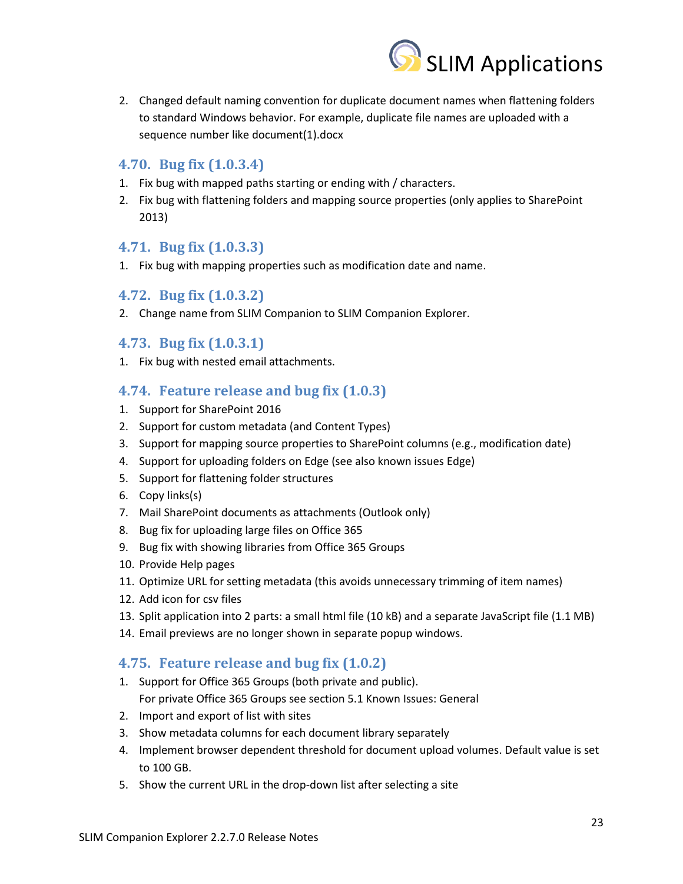2. Changed default naming convention for duplicate document names when flattening folders to standard Windows behavior. For example, duplicate file names are uploaded with a sequence number like document(1).docx

## 4.70. Bug fix (1.0.3.4)

1. Fix bug with mapped paths starting or ending with / characters.
2. Fix bug with flattening folders and mapping source properties (only applies to SharePoint 2013)

## 4.71. Bug fix (1.0.3.3)

1. Fix bug with mapping properties such as modification date and name.

## 4.72. Bug fix (1.0.3.2)

2. Change name from SLIM Companion to SLIM Companion Explorer.

## 4.73. Bug fix (1.0.3.1)

1. Fix bug with nested email attachments.

## 4.74. Feature release and bug fix (1.0.3)

1. Support for SharePoint 2016
2. Support for custom metadata (and Content Types)
3. Support for mapping source properties to SharePoint columns (e.g., modification date)
4. Support for uploading folders on Edge (see also known issues Edge)
5. Support for flattening folder structures
6. Copy links(s)
7. Mail SharePoint documents as attachments (Outlook only)
8. Bug fix for uploading large files on Office 365
9. Bug fix with showing libraries from Office 365 Groups
10. Provide Help pages
11. Optimize URL for setting metadata (this avoids unnecessary trimming of item names)
12. Add icon for csv files
13. Split application into 2 parts: a small html file (10 kB) and a separate JavaScript file (1.1 MB)
14. Email previews are no longer shown in separate popup windows.

## 4.75. Feature release and bug fix (1.0.2)

1. Support for Office 365 Groups (both private and public).
   For private Office 365 Groups see section 5.1 Known Issues: General
2. Import and export of list with sites
3. Show metadata columns for each document library separately
4. Implement browser dependent threshold for document upload volumes. Default value is set to 100 GB.
5. Show the current URL in the drop-down list after selecting a site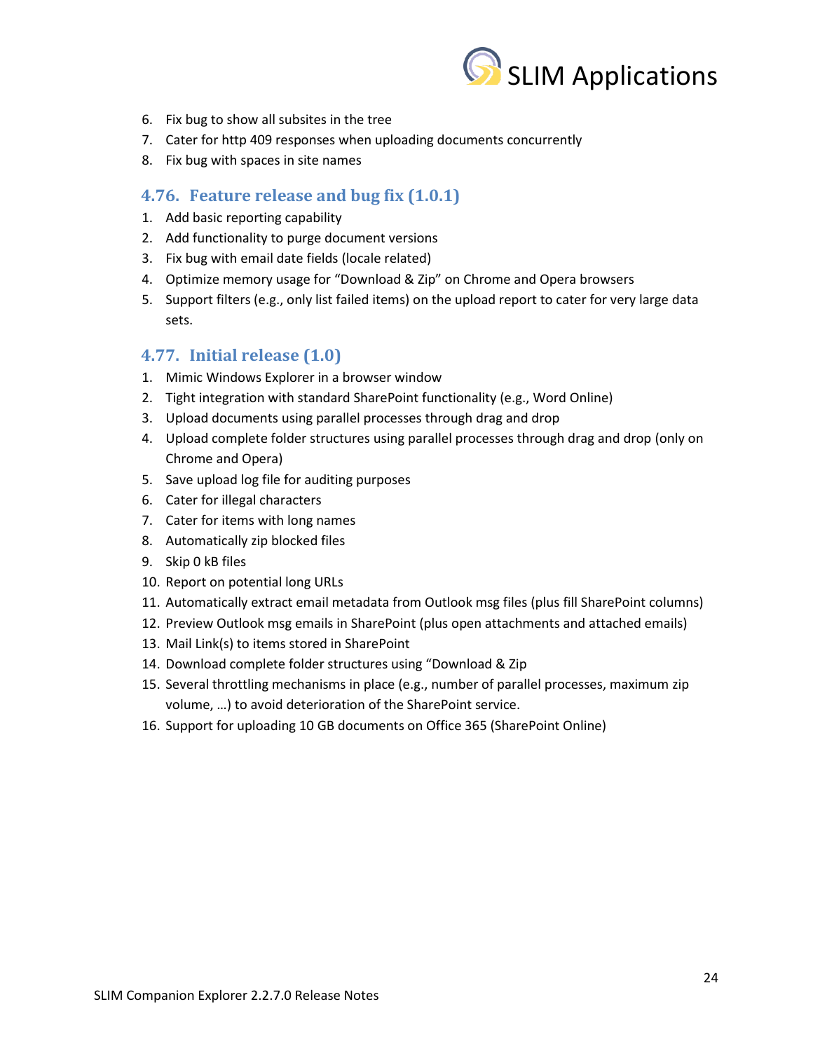6. Fix bug to show all subsites in the tree
7. Cater for http 409 responses when uploading documents concurrently
8. Fix bug with spaces in site names

## 4.76. Feature release and bug fix (1.0.1)

1. Add basic reporting capability
2. Add functionality to purge document versions
3. Fix bug with email date fields (locale related)
4. Optimize memory usage for "Download & Zip" on Chrome and Opera browsers
5. Support filters (e.g., only list failed items) on the upload report to cater for very large data sets.

## 4.77. Initial release (1.0)

1. Mimic Windows Explorer in a browser window
2. Tight integration with standard SharePoint functionality (e.g., Word Online)
3. Upload documents using parallel processes through drag and drop
4. Upload complete folder structures using parallel processes through drag and drop (only on Chrome and Opera)
5. Save upload log file for auditing purposes
6. Cater for illegal characters
7. Cater for items with long names
8. Automatically zip blocked files
9. Skip 0 kB files
10. Report on potential long URLs
11. Automatically extract email metadata from Outlook msg files (plus fill SharePoint columns)
12. Preview Outlook msg emails in SharePoint (plus open attachments and attached emails)
13. Mail Link(s) to items stored in SharePoint
14. Download complete folder structures using "Download & Zip
15. Several throttling mechanisms in place (e.g., number of parallel processes, maximum zip volume, …) to avoid deterioration of the SharePoint service.
16. Support for uploading 10 GB documents on Office 365 (SharePoint Online)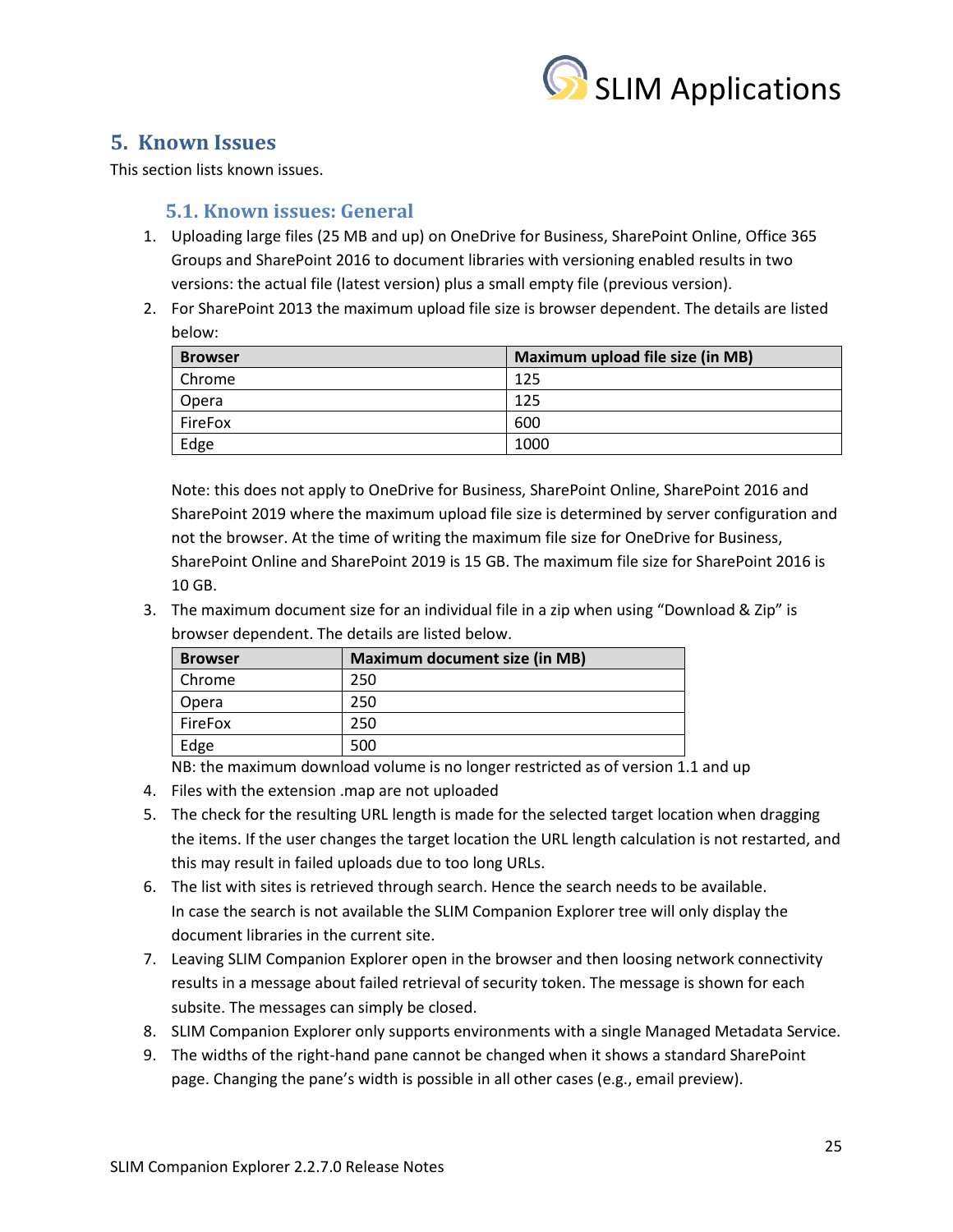# 5. Known Issues

This section lists known issues.

## 5.1. Known issues: General

1. Uploading large files (25 MB and up) on OneDrive for Business, SharePoint Online, Office 365 Groups and SharePoint 2016 to document libraries with versioning enabled results in two versions: the actual file (latest version) plus a small empty file (previous version).
2. For SharePoint 2013 the maximum upload file size is browser dependent. The details are listed below:

   | Browser | Maximum upload file size (in MB) |
   | --- | --- |
   | Chrome | 125 |
   | Opera | 125 |
   | FireFox | 600 |
   | Edge | 1000 |

   Note: this does not apply to OneDrive for Business, SharePoint Online, SharePoint 2016 and SharePoint 2019 where the maximum upload file size is determined by server configuration and not the browser. At the time of writing the maximum file size for OneDrive for Business, SharePoint Online and SharePoint 2019 is 15 GB. The maximum file size for SharePoint 2016 is 10 GB.
3. The maximum document size for an individual file in a zip when using "Download & Zip" is browser dependent. The details are listed below.

   | Browser | Maximum document size (in MB) |
   | --- | --- |
   | Chrome | 250 |
   | Opera | 250 |
   | FireFox | 250 |
   | Edge | 500 |

   NB: the maximum download volume is no longer restricted as of version 1.1 and up
4. Files with the extension .map are not uploaded
5. The check for the resulting URL length is made for the selected target location when dragging the items. If the user changes the target location the URL length calculation is not restarted, and this may result in failed uploads due to too long URLs.
6. The list with sites is retrieved through search. Hence the search needs to be available. In case the search is not available the SLIM Companion Explorer tree will only display the document libraries in the current site.
7. Leaving SLIM Companion Explorer open in the browser and then loosing network connectivity results in a message about failed retrieval of security token. The message is shown for each subsite. The messages can simply be closed.
8. SLIM Companion Explorer only supports environments with a single Managed Metadata Service.
9. The widths of the right-hand pane cannot be changed when it shows a standard SharePoint page. Changing the pane's width is possible in all other cases (e.g., email preview).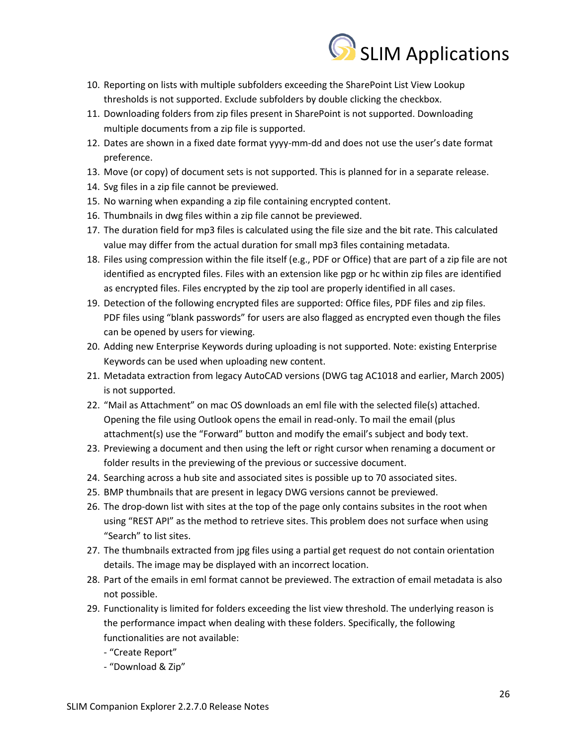10. Reporting on lists with multiple subfolders exceeding the SharePoint List View Lookup thresholds is not supported. Exclude subfolders by double clicking the checkbox.
11. Downloading folders from zip files present in SharePoint is not supported. Downloading multiple documents from a zip file is supported.
12. Dates are shown in a fixed date format yyyy-mm-dd and does not use the user's date format preference.
13. Move (or copy) of document sets is not supported. This is planned for in a separate release.
14. Svg files in a zip file cannot be previewed.
15. No warning when expanding a zip file containing encrypted content.
16. Thumbnails in dwg files within a zip file cannot be previewed.
17. The duration field for mp3 files is calculated using the file size and the bit rate. This calculated value may differ from the actual duration for small mp3 files containing metadata.
18. Files using compression within the file itself (e.g., PDF or Office) that are part of a zip file are not identified as encrypted files. Files with an extension like pgp or hc within zip files are identified as encrypted files. Files encrypted by the zip tool are properly identified in all cases.
19. Detection of the following encrypted files are supported: Office files, PDF files and zip files. PDF files using "blank passwords" for users are also flagged as encrypted even though the files can be opened by users for viewing.
20. Adding new Enterprise Keywords during uploading is not supported. Note: existing Enterprise Keywords can be used when uploading new content.
21. Metadata extraction from legacy AutoCAD versions (DWG tag AC1018 and earlier, March 2005) is not supported.
22. "Mail as Attachment" on mac OS downloads an eml file with the selected file(s) attached. Opening the file using Outlook opens the email in read-only. To mail the email (plus attachment(s) use the "Forward" button and modify the email's subject and body text.
23. Previewing a document and then using the left or right cursor when renaming a document or folder results in the previewing of the previous or successive document.
24. Searching across a hub site and associated sites is possible up to 70 associated sites.
25. BMP thumbnails that are present in legacy DWG versions cannot be previewed.
26. The drop-down list with sites at the top of the page only contains subsites in the root when using "REST API" as the method to retrieve sites. This problem does not surface when using "Search" to list sites.
27. The thumbnails extracted from jpg files using a partial get request do not contain orientation details. The image may be displayed with an incorrect location.
28. Part of the emails in eml format cannot be previewed. The extraction of email metadata is also not possible.
29. Functionality is limited for folders exceeding the list view threshold. The underlying reason is the performance impact when dealing with these folders. Specifically, the following functionalities are not available:
    - "Create Report"
    - "Download & Zip"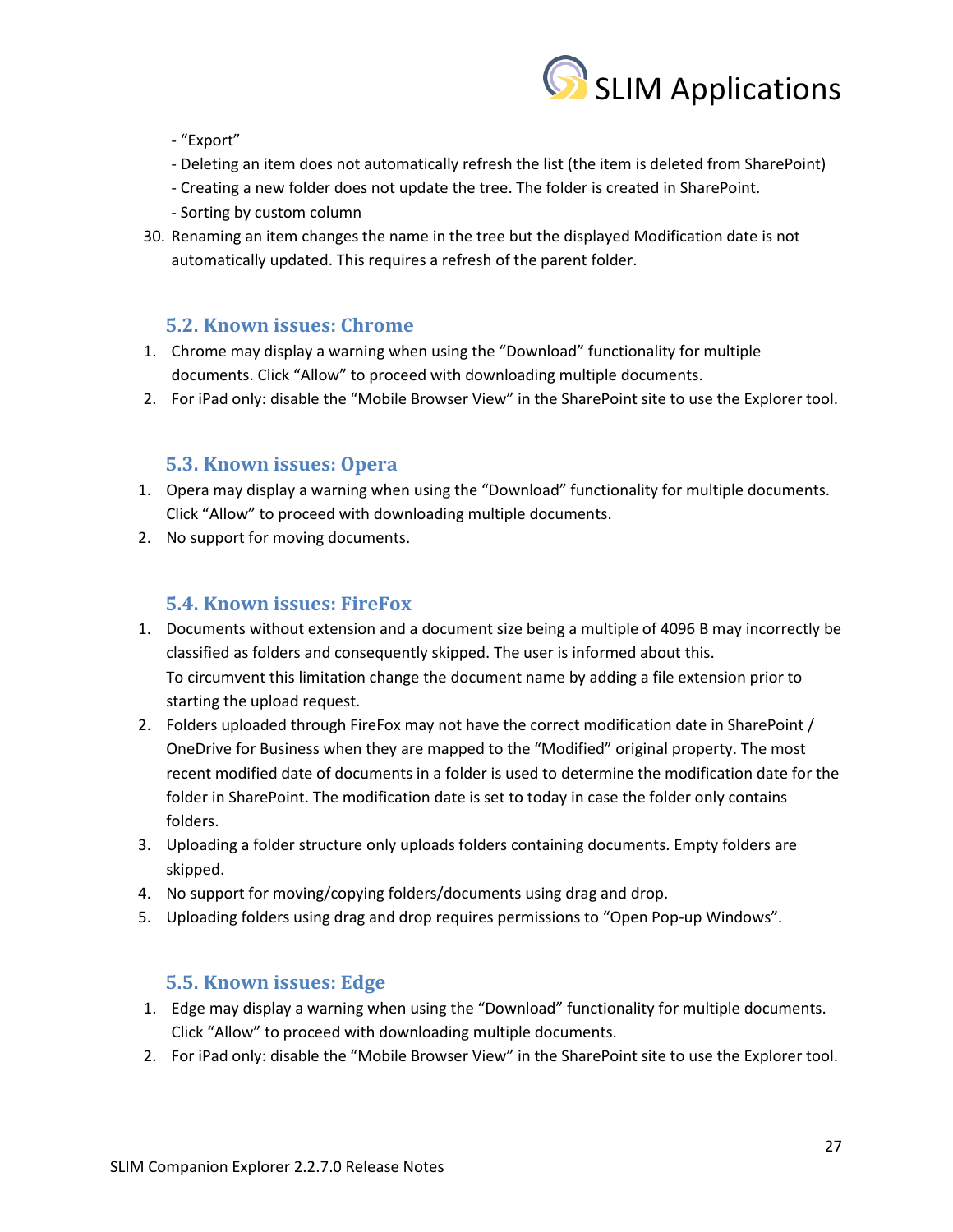- "Export"
- Deleting an item does not automatically refresh the list (the item is deleted from SharePoint)
- Creating a new folder does not update the tree. The folder is created in SharePoint.
- Sorting by custom column

30. Renaming an item changes the name in the tree but the displayed Modification date is not automatically updated. This requires a refresh of the parent folder.

### 5.2. Known issues: Chrome

1. Chrome may display a warning when using the "Download" functionality for multiple documents. Click "Allow" to proceed with downloading multiple documents.
2. For iPad only: disable the "Mobile Browser View" in the SharePoint site to use the Explorer tool.

### 5.3. Known issues: Opera

1. Opera may display a warning when using the "Download" functionality for multiple documents. Click "Allow" to proceed with downloading multiple documents.
2. No support for moving documents.

### 5.4. Known issues: FireFox

1. Documents without extension and a document size being a multiple of 4096 B may incorrectly be classified as folders and consequently skipped. The user is informed about this.
   To circumvent this limitation change the document name by adding a file extension prior to starting the upload request.
2. Folders uploaded through FireFox may not have the correct modification date in SharePoint / OneDrive for Business when they are mapped to the "Modified" original property. The most recent modified date of documents in a folder is used to determine the modification date for the folder in SharePoint. The modification date is set to today in case the folder only contains folders.
3. Uploading a folder structure only uploads folders containing documents. Empty folders are skipped.
4. No support for moving/copying folders/documents using drag and drop.
5. Uploading folders using drag and drop requires permissions to "Open Pop-up Windows".

### 5.5. Known issues: Edge

1. Edge may display a warning when using the "Download" functionality for multiple documents. Click "Allow" to proceed with downloading multiple documents.
2. For iPad only: disable the "Mobile Browser View" in the SharePoint site to use the Explorer tool.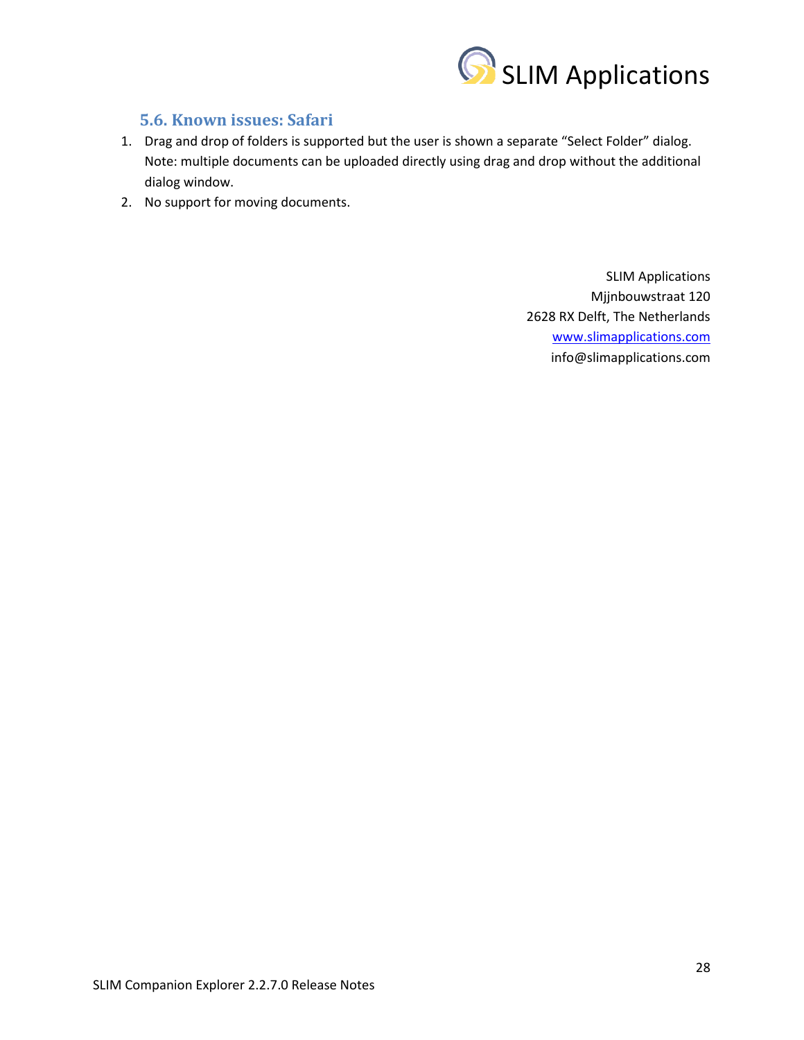### 5.6. Known issues: Safari

1. Drag and drop of folders is supported but the user is shown a separate "Select Folder" dialog. Note: multiple documents can be uploaded directly using drag and drop without the additional dialog window.
2. No support for moving documents.

SLIM Applications
Mjjnbouwstraat 120
2628 RX Delft, The Netherlands
www.slimapplications.com
info@slimapplications.com